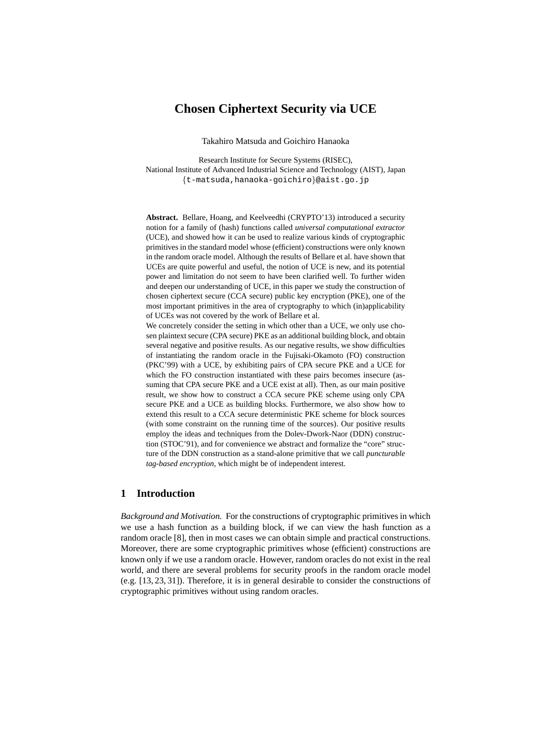# Chosen Ciphertext Security via UCE

Takahiro Matsuda and Goichiro Hanaoka

Research Institute for Secure Systems (RISEC),
National Institute of Advanced Industrial Science and Technology (AIST), Japan
{t-matsuda,hanaoka-goichiro}@aist.go.jp

**Abstract.** Bellare, Hoang, and Keelveedhi (CRYPTO'13) introduced a security notion for a family of (hash) functions called *universal computational extractor* (UCE), and showed how it can be used to realize various kinds of cryptographic primitives in the standard model whose (efficient) constructions were only known in the random oracle model. Although the results of Bellare et al. have shown that UCEs are quite powerful and useful, the notion of UCE is new, and its potential power and limitation do not seem to have been clarified well. To further widen and deepen our understanding of UCE, in this paper we study the construction of chosen ciphertext secure (CCA secure) public key encryption (PKE), one of the most important primitives in the area of cryptography to which (in)applicability of UCEs was not covered by the work of Bellare et al.

We concretely consider the setting in which other than a UCE, we only use chosen plaintext secure (CPA secure) PKE as an additional building block, and obtain several negative and positive results. As our negative results, we show difficulties of instantiating the random oracle in the Fujisaki-Okamoto (FO) construction (PKC'99) with a UCE, by exhibiting pairs of CPA secure PKE and a UCE for which the FO construction instantiated with these pairs becomes insecure (assuming that CPA secure PKE and a UCE exist at all). Then, as our main positive result, we show how to construct a CCA secure PKE scheme using only CPA secure PKE and a UCE as building blocks. Furthermore, we also show how to extend this result to a CCA secure deterministic PKE scheme for block sources (with some constraint on the running time of the sources). Our positive results employ the ideas and techniques from the Dolev-Dwork-Naor (DDN) construction (STOC'91), and for convenience we abstract and formalize the "core" structure of the DDN construction as a stand-alone primitive that we call *puncturable tag-based encryption*, which might be of independent interest.

## 1 Introduction

*Background and Motivation.* For the constructions of cryptographic primitives in which we use a hash function as a building block, if we can view the hash function as a random oracle [8], then in most cases we can obtain simple and practical constructions. Moreover, there are some cryptographic primitives whose (efficient) constructions are known only if we use a random oracle. However, random oracles do not exist in the real world, and there are several problems for security proofs in the random oracle model (e.g. [13, 23, 31]). Therefore, it is in general desirable to consider the constructions of cryptographic primitives without using random oracles.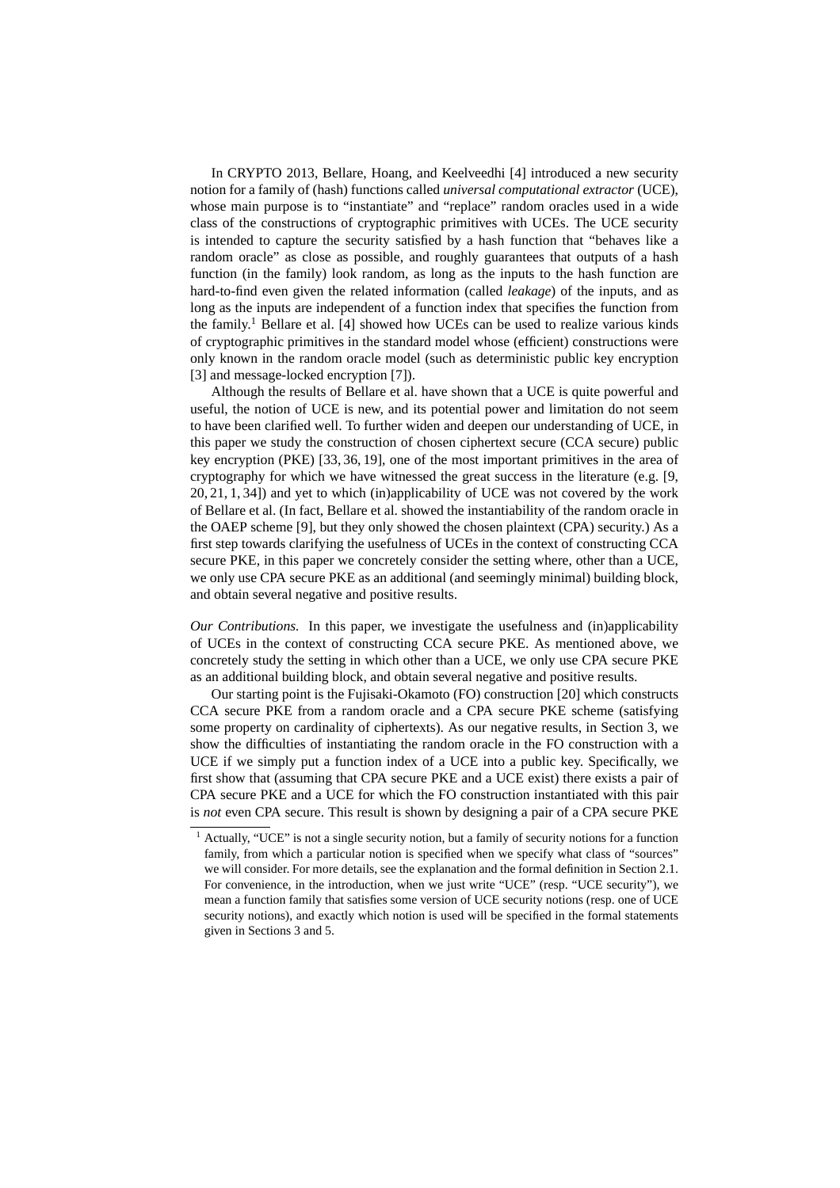In CRYPTO 2013, Bellare, Hoang, and Keelveedhi [4] introduced a new security notion for a family of (hash) functions called *universal computational extractor* (UCE), whose main purpose is to "instantiate" and "replace" random oracles used in a wide class of the constructions of cryptographic primitives with UCEs. The UCE security is intended to capture the security satisfied by a hash function that "behaves like a random oracle" as close as possible, and roughly guarantees that outputs of a hash function (in the family) look random, as long as the inputs to the hash function are hard-to-find even given the related information (called *leakage*) of the inputs, and as long as the inputs are independent of a function index that specifies the function from the family.[1] Bellare et al. [4] showed how UCEs can be used to realize various kinds of cryptographic primitives in the standard model whose (efficient) constructions were only known in the random oracle model (such as deterministic public key encryption [3] and message-locked encryption [7]).

Although the results of Bellare et al. have shown that a UCE is quite powerful and useful, the notion of UCE is new, and its potential power and limitation do not seem to have been clarified well. To further widen and deepen our understanding of UCE, in this paper we study the construction of chosen ciphertext secure (CCA secure) public key encryption (PKE) [33, 36, 19], one of the most important primitives in the area of cryptography for which we have witnessed the great success in the literature (e.g. [9, 20, 21, 1, 34]) and yet to which (in)applicability of UCE was not covered by the work of Bellare et al. (In fact, Bellare et al. showed the instantiability of the random oracle in the OAEP scheme [9], but they only showed the chosen plaintext (CPA) security.) As a first step towards clarifying the usefulness of UCEs in the context of constructing CCA secure PKE, in this paper we concretely consider the setting where, other than a UCE, we only use CPA secure PKE as an additional (and seemingly minimal) building block, and obtain several negative and positive results.

*Our Contributions.* In this paper, we investigate the usefulness and (in)applicability of UCEs in the context of constructing CCA secure PKE. As mentioned above, we concretely study the setting in which other than a UCE, we only use CPA secure PKE as an additional building block, and obtain several negative and positive results.

Our starting point is the Fujisaki-Okamoto (FO) construction [20] which constructs CCA secure PKE from a random oracle and a CPA secure PKE scheme (satisfying some property on cardinality of ciphertexts). As our negative results, in Section 3, we show the difficulties of instantiating the random oracle in the FO construction with a UCE if we simply put a function index of a UCE into a public key. Specifically, we first show that (assuming that CPA secure PKE and a UCE exist) there exists a pair of CPA secure PKE and a UCE for which the FO construction instantiated with this pair is *not* even CPA secure. This result is shown by designing a pair of a CPA secure PKE

[1] Actually, "UCE" is not a single security notion, but a family of security notions for a function family, from which a particular notion is specified when we specify what class of "sources" we will consider. For more details, see the explanation and the formal definition in Section 2.1. For convenience, in the introduction, when we just write "UCE" (resp. "UCE security"), we mean a function family that satisfies some version of UCE security notions (resp. one of UCE security notions), and exactly which notion is used will be specified in the formal statements given in Sections 3 and 5.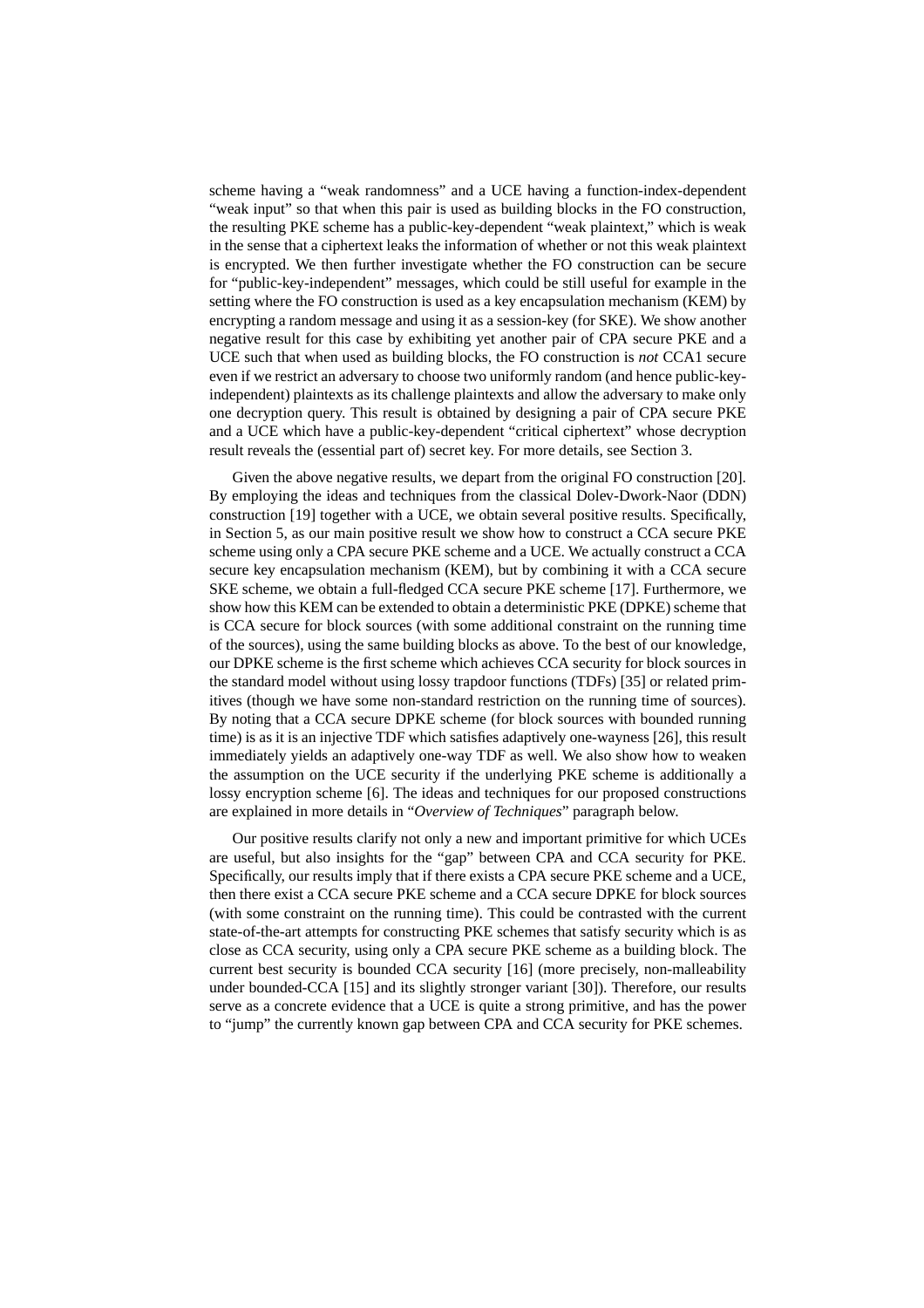scheme having a "weak randomness" and a UCE having a function-index-dependent "weak input" so that when this pair is used as building blocks in the FO construction, the resulting PKE scheme has a public-key-dependent "weak plaintext," which is weak in the sense that a ciphertext leaks the information of whether or not this weak plaintext is encrypted. We then further investigate whether the FO construction can be secure for "public-key-independent" messages, which could be still useful for example in the setting where the FO construction is used as a key encapsulation mechanism (KEM) by encrypting a random message and using it as a session-key (for SKE). We show another negative result for this case by exhibiting yet another pair of CPA secure PKE and a UCE such that when used as building blocks, the FO construction is *not* CCA1 secure even if we restrict an adversary to choose two uniformly random (and hence public-key-independent) plaintexts as its challenge plaintexts and allow the adversary to make only one decryption query. This result is obtained by designing a pair of CPA secure PKE and a UCE which have a public-key-dependent "critical ciphertext" whose decryption result reveals the (essential part of) secret key. For more details, see Section 3.

Given the above negative results, we depart from the original FO construction [20]. By employing the ideas and techniques from the classical Dolev-Dwork-Naor (DDN) construction [19] together with a UCE, we obtain several positive results. Specifically, in Section 5, as our main positive result we show how to construct a CCA secure PKE scheme using only a CPA secure PKE scheme and a UCE. We actually construct a CCA secure key encapsulation mechanism (KEM), but by combining it with a CCA secure SKE scheme, we obtain a full-fledged CCA secure PKE scheme [17]. Furthermore, we show how this KEM can be extended to obtain a deterministic PKE (DPKE) scheme that is CCA secure for block sources (with some additional constraint on the running time of the sources), using the same building blocks as above. To the best of our knowledge, our DPKE scheme is the first scheme which achieves CCA security for block sources in the standard model without using lossy trapdoor functions (TDFs) [35] or related primitives (though we have some non-standard restriction on the running time of sources). By noting that a CCA secure DPKE scheme (for block sources with bounded running time) is as it is an injective TDF which satisfies adaptively one-wayness [26], this result immediately yields an adaptively one-way TDF as well. We also show how to weaken the assumption on the UCE security if the underlying PKE scheme is additionally a lossy encryption scheme [6]. The ideas and techniques for our proposed constructions are explained in more details in "*Overview of Techniques*" paragraph below.

Our positive results clarify not only a new and important primitive for which UCEs are useful, but also insights for the "gap" between CPA and CCA security for PKE. Specifically, our results imply that if there exists a CPA secure PKE scheme and a UCE, then there exist a CCA secure PKE scheme and a CCA secure DPKE for block sources (with some constraint on the running time). This could be contrasted with the current state-of-the-art attempts for constructing PKE schemes that satisfy security which is as close as CCA security, using only a CPA secure PKE scheme as a building block. The current best security is bounded CCA security [16] (more precisely, non-malleability under bounded-CCA [15] and its slightly stronger variant [30]). Therefore, our results serve as a concrete evidence that a UCE is quite a strong primitive, and has the power to "jump" the currently known gap between CPA and CCA security for PKE schemes.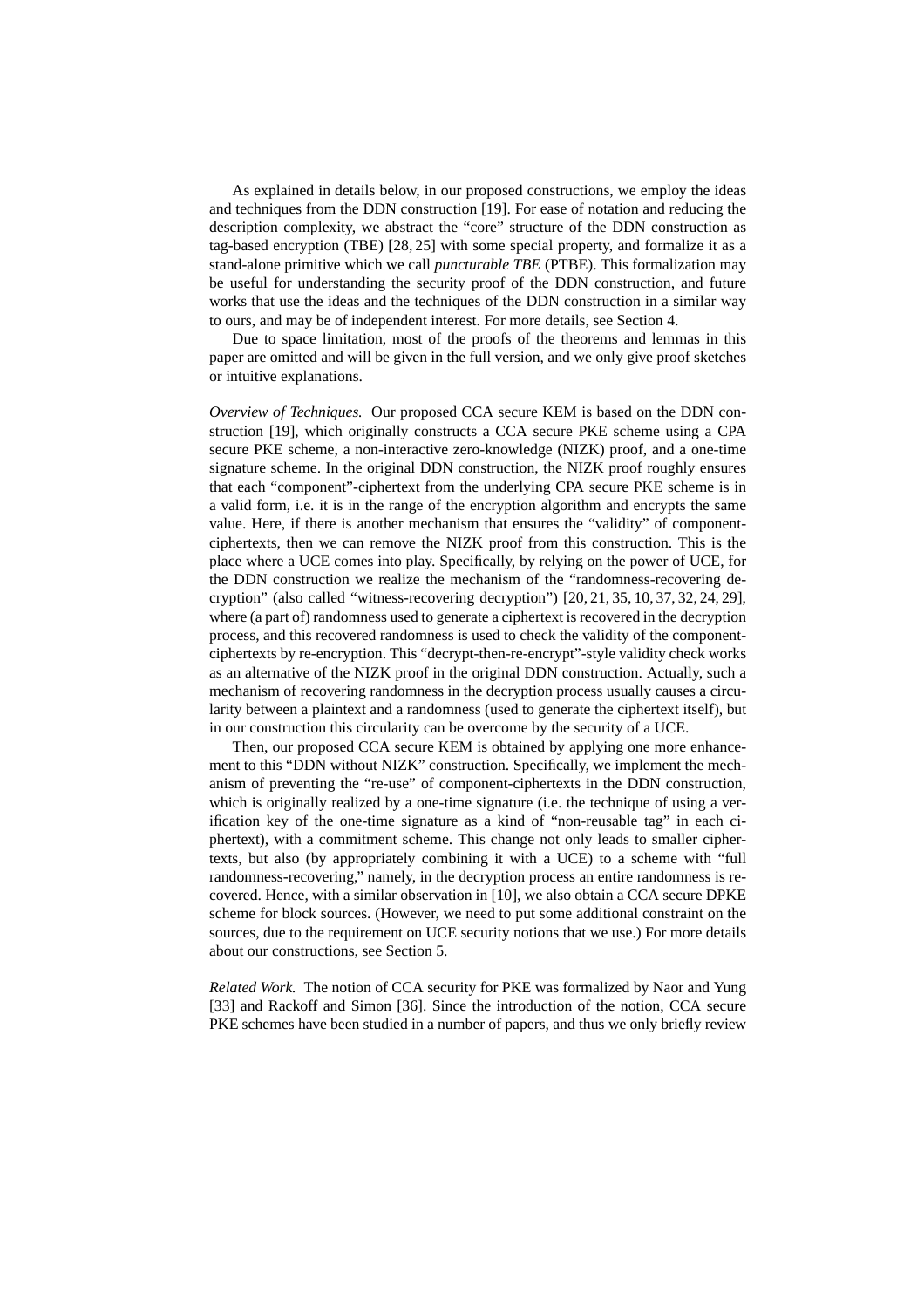As explained in details below, in our proposed constructions, we employ the ideas and techniques from the DDN construction [19]. For ease of notation and reducing the description complexity, we abstract the "core" structure of the DDN construction as tag-based encryption (TBE) [28, 25] with some special property, and formalize it as a stand-alone primitive which we call *puncturable TBE* (PTBE). This formalization may be useful for understanding the security proof of the DDN construction, and future works that use the ideas and the techniques of the DDN construction in a similar way to ours, and may be of independent interest. For more details, see Section 4.

Due to space limitation, most of the proofs of the theorems and lemmas in this paper are omitted and will be given in the full version, and we only give proof sketches or intuitive explanations.

*Overview of Techniques.* Our proposed CCA secure KEM is based on the DDN construction [19], which originally constructs a CCA secure PKE scheme using a CPA secure PKE scheme, a non-interactive zero-knowledge (NIZK) proof, and a one-time signature scheme. In the original DDN construction, the NIZK proof roughly ensures that each "component"-ciphertext from the underlying CPA secure PKE scheme is in a valid form, i.e. it is in the range of the encryption algorithm and encrypts the same value. Here, if there is another mechanism that ensures the "validity" of component-ciphertexts, then we can remove the NIZK proof from this construction. This is the place where a UCE comes into play. Specifically, by relying on the power of UCE, for the DDN construction we realize the mechanism of the "randomness-recovering decryption" (also called "witness-recovering decryption") [20, 21, 35, 10, 37, 32, 24, 29], where (a part of) randomness used to generate a ciphertext is recovered in the decryption process, and this recovered randomness is used to check the validity of the component-ciphertexts by re-encryption. This "decrypt-then-re-encrypt"-style validity check works as an alternative of the NIZK proof in the original DDN construction. Actually, such a mechanism of recovering randomness in the decryption process usually causes a circularity between a plaintext and a randomness (used to generate the ciphertext itself), but in our construction this circularity can be overcome by the security of a UCE.

Then, our proposed CCA secure KEM is obtained by applying one more enhancement to this "DDN without NIZK" construction. Specifically, we implement the mechanism of preventing the "re-use" of component-ciphertexts in the DDN construction, which is originally realized by a one-time signature (i.e. the technique of using a verification key of the one-time signature as a kind of "non-reusable tag" in each ciphertext), with a commitment scheme. This change not only leads to smaller ciphertexts, but also (by appropriately combining it with a UCE) to a scheme with "full randomness-recovering," namely, in the decryption process an entire randomness is recovered. Hence, with a similar observation in [10], we also obtain a CCA secure DPKE scheme for block sources. (However, we need to put some additional constraint on the sources, due to the requirement on UCE security notions that we use.) For more details about our constructions, see Section 5.

*Related Work.* The notion of CCA security for PKE was formalized by Naor and Yung [33] and Rackoff and Simon [36]. Since the introduction of the notion, CCA secure PKE schemes have been studied in a number of papers, and thus we only briefly review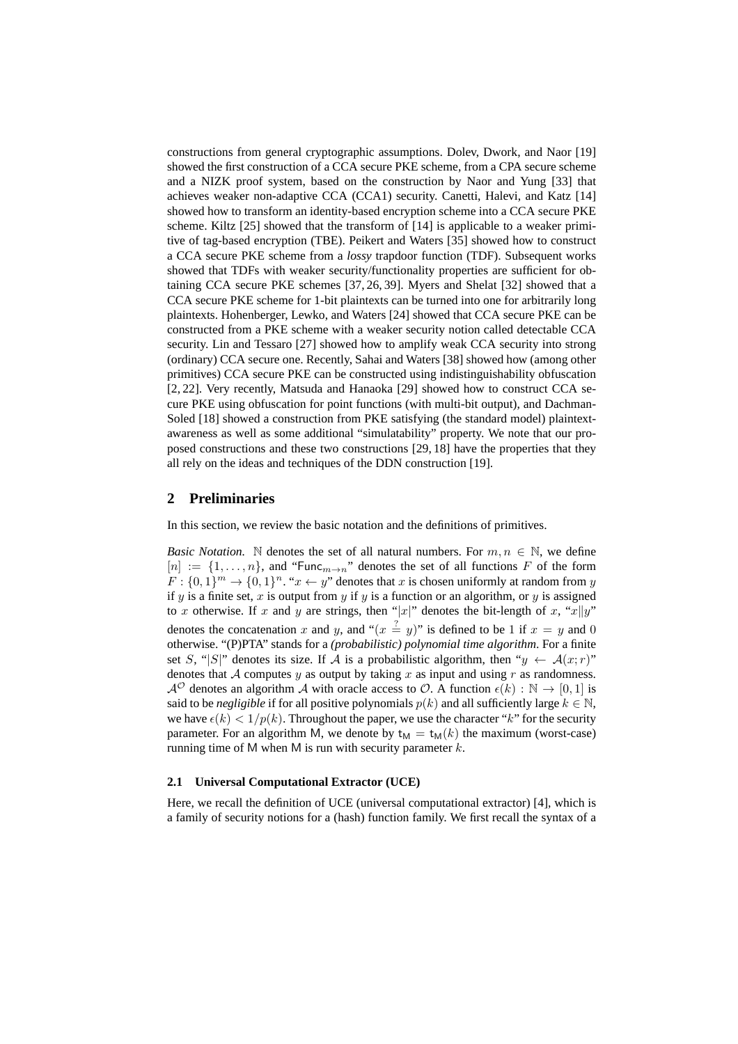constructions from general cryptographic assumptions. Dolev, Dwork, and Naor [19] showed the first construction of a CCA secure PKE scheme, from a CPA secure scheme and a NIZK proof system, based on the construction by Naor and Yung [33] that achieves weaker non-adaptive CCA (CCA1) security. Canetti, Halevi, and Katz [14] showed how to transform an identity-based encryption scheme into a CCA secure PKE scheme. Kiltz [25] showed that the transform of [14] is applicable to a weaker primitive of tag-based encryption (TBE). Peikert and Waters [35] showed how to construct a CCA secure PKE scheme from a *lossy* trapdoor function (TDF). Subsequent works showed that TDFs with weaker security/functionality properties are sufficient for obtaining CCA secure PKE schemes [37, 26, 39]. Myers and Shelat [32] showed that a CCA secure PKE scheme for 1-bit plaintexts can be turned into one for arbitrarily long plaintexts. Hohenberger, Lewko, and Waters [24] showed that CCA secure PKE can be constructed from a PKE scheme with a weaker security notion called detectable CCA security. Lin and Tessaro [27] showed how to amplify weak CCA security into strong (ordinary) CCA secure one. Recently, Sahai and Waters [38] showed how (among other primitives) CCA secure PKE can be constructed using indistinguishability obfuscation [2, 22]. Very recently, Matsuda and Hanaoka [29] showed how to construct CCA secure PKE using obfuscation for point functions (with multi-bit output), and Dachman-Soled [18] showed a construction from PKE satisfying (the standard model) plaintext-awareness as well as some additional "simulatability" property. We note that our proposed constructions and these two constructions [29, 18] have the properties that they all rely on the ideas and techniques of the DDN construction [19].

## 2 Preliminaries

In this section, we review the basic notation and the definitions of primitives.

*Basic Notation.* $\mathbb{N}$ denotes the set of all natural numbers. For $m, n \in \mathbb{N}$, we define $[n] := \{1, \dots, n\}$, and "$\mathsf{Func}_{m \to n}$" denotes the set of all functions $F$ of the form $F : \{0,1\}^m \to \{0,1\}^n$. "$x \leftarrow y$" denotes that $x$ is chosen uniformly at random from $y$ if $y$ is a finite set, $x$ is output from $y$ if $y$ is a function or an algorithm, or $y$ is assigned to $x$ otherwise. If $x$ and $y$ are strings, then "$|x|$" denotes the bit-length of $x$, "$x \| y$" denotes the concatenation $x$ and $y$, and "$(x \stackrel{?}{=} y)$" is defined to be 1 if $x = y$ and 0 otherwise. "(P)PTA" stands for a *(probabilistic) polynomial time algorithm*. For a finite set $S$, "$|S|$" denotes its size. If $\mathcal{A}$ is a probabilistic algorithm, then "$y \leftarrow \mathcal{A}(x; r)$" denotes that $\mathcal{A}$ computes $y$ as output by taking $x$ as input and using $r$ as randomness. $\mathcal{A}^{\mathcal{O}}$ denotes an algorithm $\mathcal{A}$ with oracle access to $\mathcal{O}$. A function $\epsilon(k) : \mathbb{N} \to [0, 1]$ is said to be *negligible* if for all positive polynomials $p(k)$ and all sufficiently large $k \in \mathbb{N}$, we have $\epsilon(k) < 1/p(k)$. Throughout the paper, we use the character "$k$" for the security parameter. For an algorithm $\mathsf{M}$, we denote by $\mathsf{t_M} = \mathsf{t_M}(k)$ the maximum (worst-case) running time of $\mathsf{M}$ when $\mathsf{M}$ is run with security parameter $k$.

### 2.1 Universal Computational Extractor (UCE)

Here, we recall the definition of UCE (universal computational extractor) [4], which is a family of security notions for a (hash) function family. We first recall the syntax of a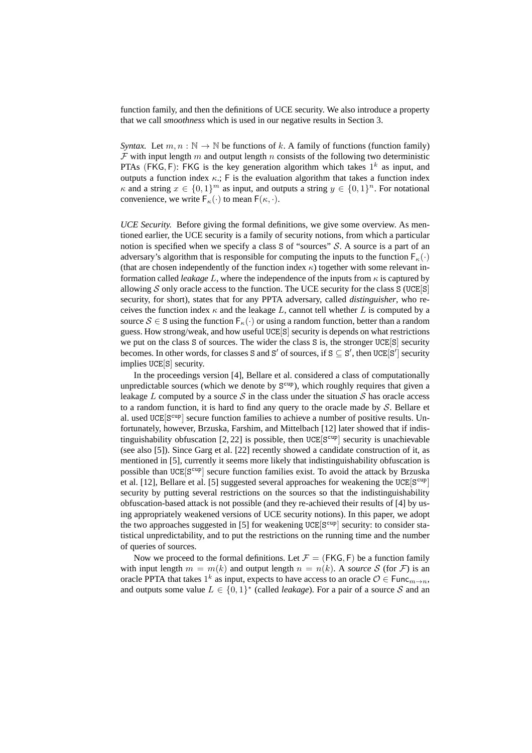function family, and then the definitions of UCE security. We also introduce a property that we call *smoothness* which is used in our negative results in Section 3.

*Syntax.* Let $m, n : \mathbb{N} \to \mathbb{N}$ be functions of $k$. A family of functions (function family) $\mathcal{F}$ with input length $m$ and output length $n$ consists of the following two deterministic PTAs $(\mathsf{FKG}, \mathsf{F})$: $\mathsf{FKG}$ is the key generation algorithm which takes $1^k$ as input, and outputs a function index $\kappa$.; $\mathsf{F}$ is the evaluation algorithm that takes a function index $\kappa$ and a string $x \in \{0,1\}^m$ as input, and outputs a string $y \in \{0,1\}^n$. For notational convenience, we write $\mathsf{F}_\kappa(\cdot)$ to mean $\mathsf{F}(\kappa, \cdot)$.

*UCE Security.* Before giving the formal definitions, we give some overview. As mentioned earlier, the UCE security is a family of security notions, from which a particular notion is specified when we specify a class $\mathtt{S}$ of "sources" $\mathcal{S}$. A source is a part of an adversary's algorithm that is responsible for computing the inputs to the function $\mathsf{F}_\kappa(\cdot)$ (that are chosen independently of the function index $\kappa$) together with some relevant information called *leakage* $L$, where the independence of the inputs from $\kappa$ is captured by allowing $\mathcal{S}$ only oracle access to the function. The UCE security for the class $\mathtt{S}$ ($\mathtt{UCE}[\mathtt{S}]$ security, for short), states that for any PPTA adversary, called *distinguisher*, who receives the function index $\kappa$ and the leakage $L$, cannot tell whether $L$ is computed by a source $\mathcal{S} \in \mathtt{S}$ using the function $\mathsf{F}_\kappa(\cdot)$ or using a random function, better than a random guess. How strong/weak, and how useful $\mathtt{UCE}[\mathtt{S}]$ security is depends on what restrictions we put on the class $\mathtt{S}$ of sources. The wider the class $\mathtt{S}$ is, the stronger $\mathtt{UCE}[\mathtt{S}]$ security becomes. In other words, for classes $\mathtt{S}$ and $\mathtt{S}'$ of sources, if $\mathtt{S} \subseteq \mathtt{S}'$, then $\mathtt{UCE}[\mathtt{S}']$ security implies $\mathtt{UCE}[\mathtt{S}]$ security.

In the proceedings version [4], Bellare et al. considered a class of computationally unpredictable sources (which we denote by $\mathtt{S}^{\mathrm{cup}}$), which roughly requires that given a leakage $L$ computed by a source $\mathcal{S}$ in the class under the situation $\mathcal{S}$ has oracle access to a random function, it is hard to find any query to the oracle made by $\mathcal{S}$. Bellare et al. used $\mathtt{UCE}[\mathtt{S}^{\mathrm{cup}}]$ secure function families to achieve a number of positive results. Unfortunately, however, Brzuska, Farshim, and Mittelbach [12] later showed that if indistinguishability obfuscation [2, 22] is possible, then $\mathtt{UCE}[\mathtt{S}^{\mathrm{cup}}]$ security is unachievable (see also [5]). Since Garg et al. [22] recently showed a candidate construction of it, as mentioned in [5], currently it seems more likely that indistinguishability obfuscation is possible than $\mathtt{UCE}[\mathtt{S}^{\mathrm{cup}}]$ secure function families exist. To avoid the attack by Brzuska et al. [12], Bellare et al. [5] suggested several approaches for weakening the $\mathtt{UCE}[\mathtt{S}^{\mathrm{cup}}]$ security by putting several restrictions on the sources so that the indistinguishability obfuscation-based attack is not possible (and they re-achieved their results of [4] by using appropriately weakened versions of UCE security notions). In this paper, we adopt the two approaches suggested in [5] for weakening $\mathtt{UCE}[\mathtt{S}^{\mathrm{cup}}]$ security: to consider statistical unpredictability, and to put the restrictions on the running time and the number of queries of sources.

Now we proceed to the formal definitions. Let $\mathcal{F} = (\mathsf{FKG}, \mathsf{F})$ be a function family with input length $m = m(k)$ and output length $n = n(k)$. A *source* $\mathcal{S}$ (for $\mathcal{F}$) is an oracle PPTA that takes $1^k$ as input, expects to have access to an oracle $\mathcal{O} \in \mathsf{Func}_{m \to n}$, and outputs some value $L \in \{0,1\}^*$ (called *leakage*). For a pair of a source $\mathcal{S}$ and an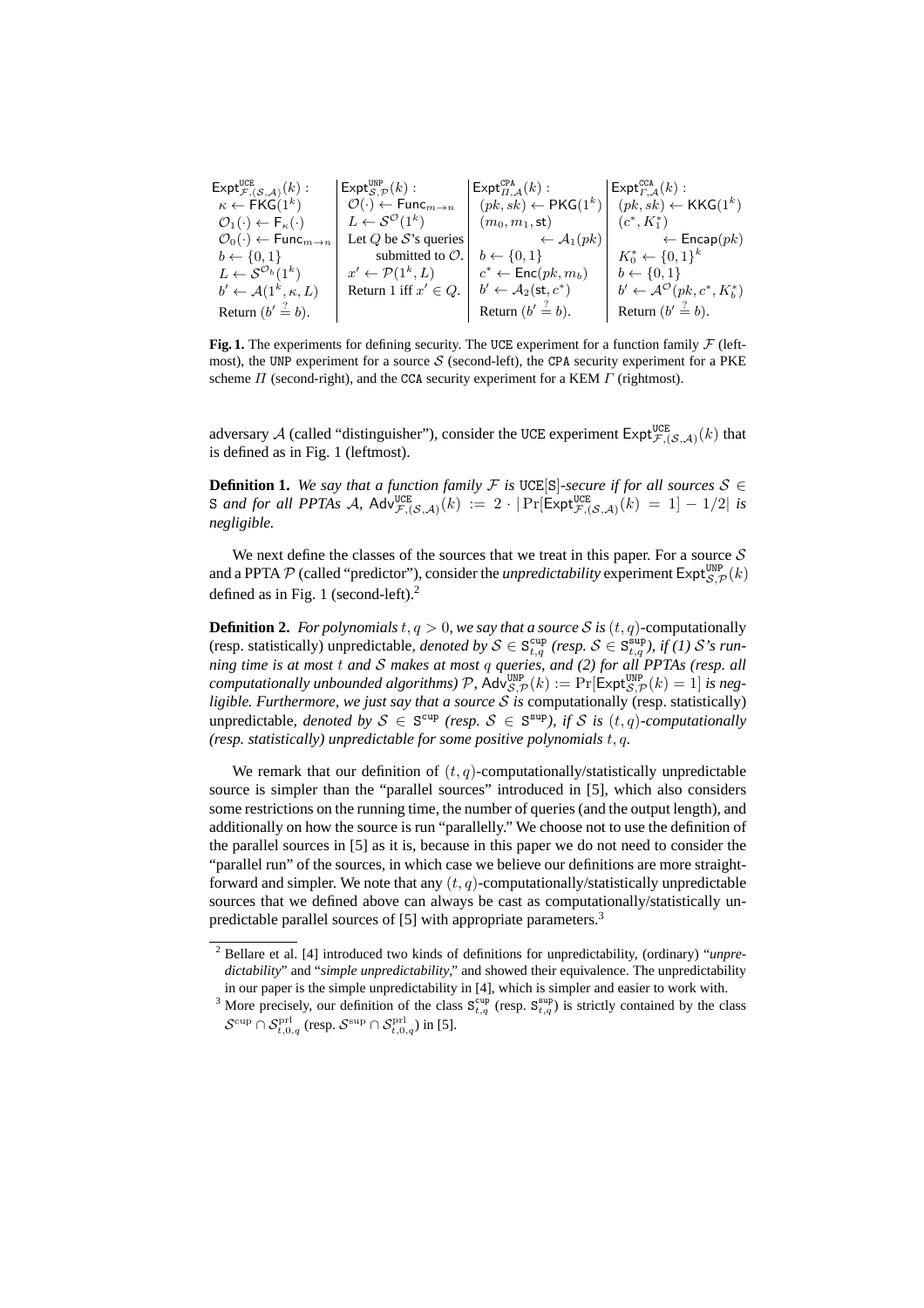| $\mathsf{Expt}^{\mathtt{UCE}}_{\mathcal{F},(\mathcal{S},\mathcal{A})}(k)$ : | $\mathsf{Expt}^{\mathtt{UNP}}_{\mathcal{S},\mathcal{P}}(k)$ : | $\mathsf{Expt}^{\mathtt{CPA}}_{\Pi,\mathcal{A}}(k)$ : | $\mathsf{Expt}^{\mathtt{CCA}}_{\Gamma,\mathcal{A}}(k)$ : |
|---|---|---|---|
| $\kappa \leftarrow \mathsf{FKG}(1^k)$ | $\mathcal{O}(\cdot) \leftarrow \mathsf{Func}_{m \to n}$ | $(pk, sk) \leftarrow \mathsf{PKG}(1^k)$ | $(pk, sk) \leftarrow \mathsf{KKG}(1^k)$ |
| $\mathcal{O}_1(\cdot) \leftarrow \mathsf{F}_\kappa(\cdot)$ | $L \leftarrow \mathcal{S}^{\mathcal{O}}(1^k)$ | $(m_0, m_1, \mathsf{st})$ | $(c^*, K_1^*)$ |
| $\mathcal{O}_0(\cdot) \leftarrow \mathsf{Func}_{m \to n}$ | Let $Q$ be $\mathcal{S}$'s queries | $\leftarrow \mathcal{A}_1(pk)$ | $\leftarrow \mathsf{Encap}(pk)$ |
| $b \leftarrow \{0,1\}$ | submitted to $\mathcal{O}$. | $b \leftarrow \{0,1\}$ | $K_0^* \leftarrow \{0,1\}^k$ |
| $L \leftarrow \mathcal{S}^{\mathcal{O}_b}(1^k)$ | $x' \leftarrow \mathcal{P}(1^k, L)$ | $c^* \leftarrow \mathsf{Enc}(pk, m_b)$ | $b \leftarrow \{0,1\}$ |
| $b' \leftarrow \mathcal{A}(1^k, \kappa, L)$ | Return 1 iff $x' \in Q$. | $b' \leftarrow \mathcal{A}_2(\mathsf{st}, c^*)$ | $b' \leftarrow \mathcal{A}^{\mathcal{O}}(pk, c^*, K_b^*)$ |
| Return $(b' \stackrel{?}{=} b)$. | | Return $(b' \stackrel{?}{=} b)$. | Return $(b' \stackrel{?}{=} b)$. |

**Fig. 1.** The experiments for defining security. The UCE experiment for a function family $\mathcal{F}$ (leftmost), the UNP experiment for a source $\mathcal{S}$ (second-left), the CPA security experiment for a PKE scheme $\Pi$ (second-right), and the CCA security experiment for a KEM $\Gamma$ (rightmost).

adversary $\mathcal{A}$ (called "distinguisher"), consider the UCE experiment $\mathsf{Expt}^{\mathtt{UCE}}_{\mathcal{F},(\mathcal{S},\mathcal{A})}(k)$ that is defined as in Fig. 1 (leftmost).

**Definition 1.** *We say that a function family $\mathcal{F}$ is* UCE[S]*-secure if for all sources $\mathcal{S} \in$ S and for all PPTAs $\mathcal{A}$, $\mathsf{Adv}^{\mathtt{UCE}}_{\mathcal{F},(\mathcal{S},\mathcal{A})}(k) := 2 \cdot |\Pr[\mathsf{Expt}^{\mathtt{UCE}}_{\mathcal{F},(\mathcal{S},\mathcal{A})}(k) = 1] - 1/2|$ is negligible.*

We next define the classes of the sources that we treat in this paper. For a source $\mathcal{S}$ and a PPTA $\mathcal{P}$ (called "predictor"), consider the *unpredictability* experiment $\mathsf{Expt}^{\mathtt{UNP}}_{\mathcal{S},\mathcal{P}}(k)$ defined as in Fig. 1 (second-left).[2]

**Definition 2.** *For polynomials $t, q > 0$, we say that a source $\mathcal{S}$ is $(t,q)$-*computationally (resp. statistically) unpredictable*, denoted by $\mathcal{S} \in \mathtt{S}^{\mathtt{cup}}_{t,q}$ (resp. $\mathcal{S} \in \mathtt{S}^{\mathtt{sup}}_{t,q}$), if (1) $\mathcal{S}$'s running time is at most $t$ and $\mathcal{S}$ makes at most $q$ queries, and (2) for all PPTAs (resp. all computationally unbounded algorithms) $\mathcal{P}$, $\mathsf{Adv}^{\mathtt{UNP}}_{\mathcal{S},\mathcal{P}}(k) := \Pr[\mathsf{Expt}^{\mathtt{UNP}}_{\mathcal{S},\mathcal{P}}(k) = 1]$ is negligible. Furthermore, we just say that a source $\mathcal{S}$ is* computationally (resp. statistically) unpredictable*, denoted by $\mathcal{S} \in \mathtt{S}^{\mathtt{cup}}$ (resp. $\mathcal{S} \in \mathtt{S}^{\mathtt{sup}}$), if $\mathcal{S}$ is $(t,q)$-computationally (resp. statistically) unpredictable for some positive polynomials $t, q$.*

We remark that our definition of $(t,q)$-computationally/statistically unpredictable source is simpler than the "parallel sources" introduced in [5], which also considers some restrictions on the running time, the number of queries (and the output length), and additionally on how the source is run "parallelly." We choose not to use the definition of the parallel sources in [5] as it is, because in this paper we do not need to consider the "parallel run" of the sources, in which case we believe our definitions are more straightforward and simpler. We note that any $(t,q)$-computationally/statistically unpredictable sources that we defined above can always be cast as computationally/statistically unpredictable parallel sources of [5] with appropriate parameters.[3]

---

[2] Bellare et al. [4] introduced two kinds of definitions for unpredictability, (ordinary) "*unpredictability*" and "*simple unpredictability*," and showed their equivalence. The unpredictability in our paper is the simple unpredictability in [4], which is simpler and easier to work with.

[3] More precisely, our definition of the class $\mathtt{S}^{\mathtt{cup}}_{t,q}$ (resp. $\mathtt{S}^{\mathtt{sup}}_{t,q}$) is strictly contained by the class $\mathcal{S}^{\mathrm{cup}} \cap \mathcal{S}^{\mathrm{prl}}_{t,0,q}$ (resp. $\mathcal{S}^{\mathrm{sup}} \cap \mathcal{S}^{\mathrm{prl}}_{t,0,q}$) in [5].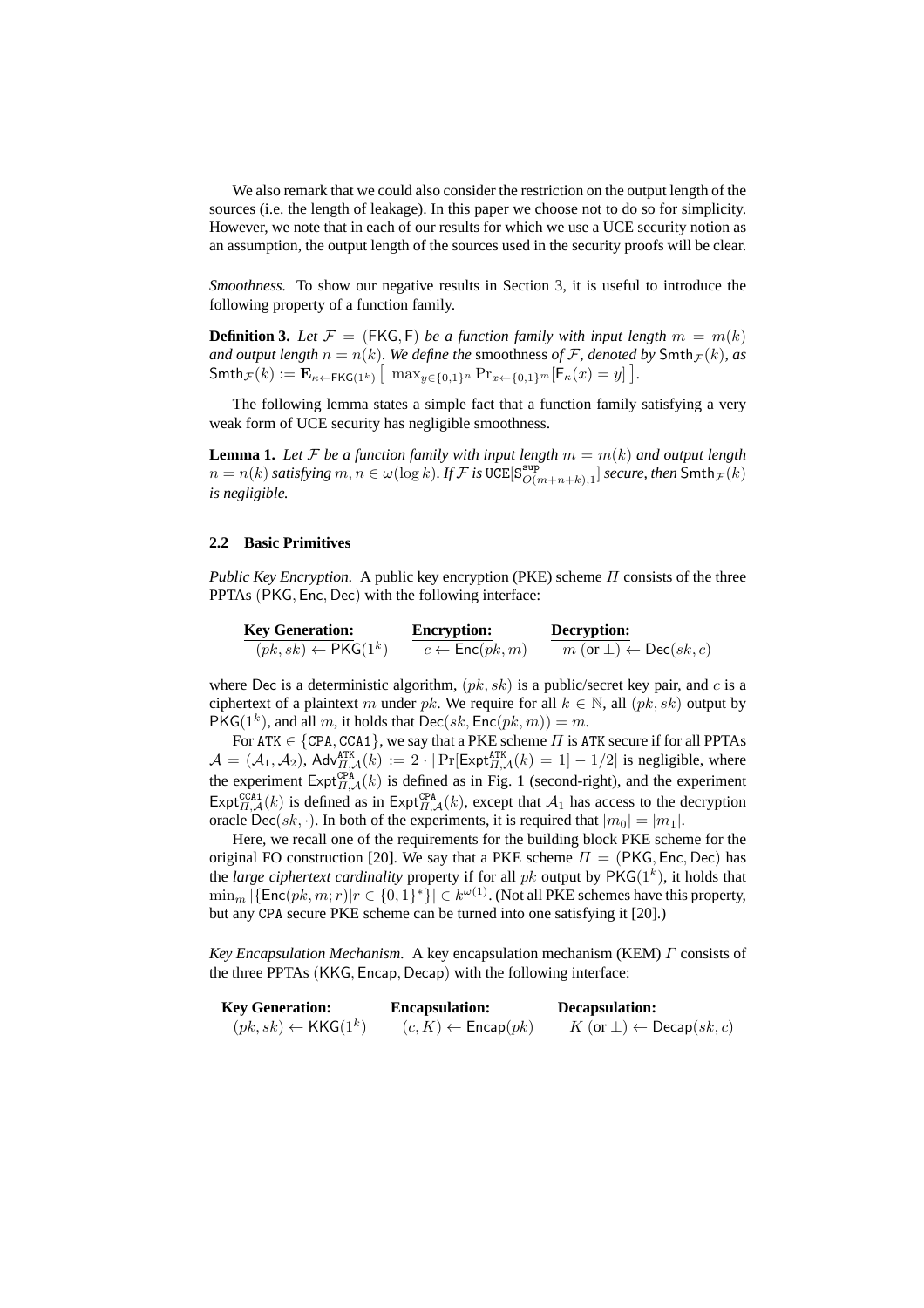We also remark that we could also consider the restriction on the output length of the sources (i.e. the length of leakage). In this paper we choose not to do so for simplicity. However, we note that in each of our results for which we use a UCE security notion as an assumption, the output length of the sources used in the security proofs will be clear.

*Smoothness.* To show our negative results in Section 3, it is useful to introduce the following property of a function family.

**Definition 3.** *Let $\mathcal{F} = (\mathsf{FKG}, \mathsf{F})$ be a function family with input length $m = m(k)$ and output length $n = n(k)$. We define the* smoothness *of $\mathcal{F}$, denoted by $\mathsf{Smth}_{\mathcal{F}}(k)$, as $\mathsf{Smth}_{\mathcal{F}}(k) := \mathbf{E}_{\kappa \leftarrow \mathsf{FKG}(1^k)} \left[ \ \max_{y \in \{0,1\}^n} \Pr_{x \leftarrow \{0,1\}^m} [\mathsf{F}_\kappa(x) = y] \ \right]$.*

The following lemma states a simple fact that a function family satisfying a very weak form of UCE security has negligible smoothness.

**Lemma 1.** *Let $\mathcal{F}$ be a function family with input length $m = m(k)$ and output length $n = n(k)$ satisfying $m, n \in \omega(\log k)$. If $\mathcal{F}$ is $\mathtt{UCE}[\mathsf{S}^{\mathtt{sup}}_{O(m+n+k),1}]$ secure, then $\mathsf{Smth}_{\mathcal{F}}(k)$ is negligible.*

### 2.2 Basic Primitives

*Public Key Encryption.* A public key encryption (PKE) scheme $\Pi$ consists of the three PPTAs $(\mathsf{PKG}, \mathsf{Enc}, \mathsf{Dec})$ with the following interface:

| **Key Generation:** | **Encryption:** | **Decryption:** |
|---|---|---|
| $(pk, sk) \leftarrow \mathsf{PKG}(1^k)$ | $c \leftarrow \mathsf{Enc}(pk, m)$ | $m$ (or $\perp$) $\leftarrow \mathsf{Dec}(sk, c)$ |

where $\mathsf{Dec}$ is a deterministic algorithm, $(pk, sk)$ is a public/secret key pair, and $c$ is a ciphertext of a plaintext $m$ under $pk$. We require for all $k \in \mathbb{N}$, all $(pk, sk)$ output by $\mathsf{PKG}(1^k)$, and all $m$, it holds that $\mathsf{Dec}(sk, \mathsf{Enc}(pk, m)) = m$.

For $\mathtt{ATK} \in \{\mathtt{CPA}, \mathtt{CCA1}\}$, we say that a PKE scheme $\Pi$ is $\mathtt{ATK}$ secure if for all PPTAs $\mathcal{A} = (\mathcal{A}_1, \mathcal{A}_2)$, $\mathsf{Adv}^{\mathtt{ATK}}_{\Pi,\mathcal{A}}(k) := 2 \cdot |\Pr[\mathsf{Expt}^{\mathtt{ATK}}_{\Pi,\mathcal{A}}(k) = 1] - 1/2|$ is negligible, where the experiment $\mathsf{Expt}^{\mathtt{CPA}}_{\Pi,\mathcal{A}}(k)$ is defined as in Fig. 1 (second-right), and the experiment $\mathsf{Expt}^{\mathtt{CCA1}}_{\Pi,\mathcal{A}}(k)$ is defined as in $\mathsf{Expt}^{\mathtt{CPA}}_{\Pi,\mathcal{A}}(k)$, except that $\mathcal{A}_1$ has access to the decryption oracle $\mathsf{Dec}(sk, \cdot)$. In both of the experiments, it is required that $|m_0| = |m_1|$.

Here, we recall one of the requirements for the building block PKE scheme for the original FO construction [20]. We say that a PKE scheme $\Pi = (\mathsf{PKG}, \mathsf{Enc}, \mathsf{Dec})$ has the *large ciphertext cardinality* property if for all $pk$ output by $\mathsf{PKG}(1^k)$, it holds that $\min_m |\{\mathsf{Enc}(pk, m; r) | r \in \{0,1\}^*\}| \in k^{\omega(1)}$. (Not all PKE schemes have this property, but any $\mathtt{CPA}$ secure PKE scheme can be turned into one satisfying it [20].)

*Key Encapsulation Mechanism.* A key encapsulation mechanism (KEM) $\Gamma$ consists of the three PPTAs $(\mathsf{KKG}, \mathsf{Encap}, \mathsf{Decap})$ with the following interface:

| **Key Generation:** | **Encapsulation:** | **Decapsulation:** |
|---|---|---|
| $(pk, sk) \leftarrow \mathsf{KKG}(1^k)$ | $(c, K) \leftarrow \mathsf{Encap}(pk)$ | $K$ (or $\perp$) $\leftarrow \mathsf{Decap}(sk, c)$ |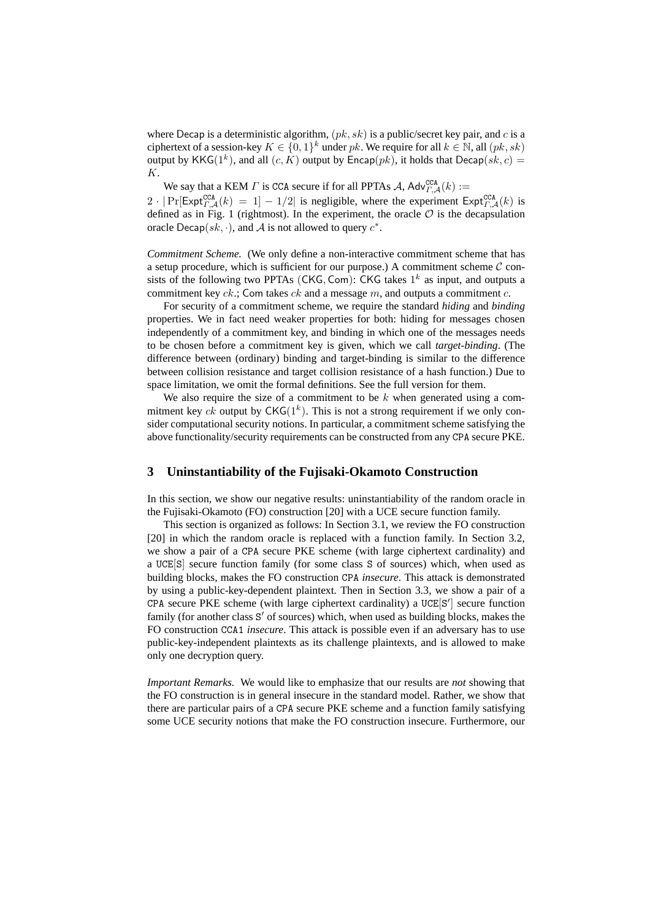where Decap is a deterministic algorithm, $(pk, sk)$ is a public/secret key pair, and $c$ is a ciphertext of a session-key $K \in \{0,1\}^k$ under $pk$. We require for all $k \in \mathbb{N}$, all $(pk, sk)$ output by $\mathsf{KKG}(1^k)$, and all $(c, K)$ output by $\mathsf{Encap}(pk)$, it holds that $\mathsf{Decap}(sk, c) = K$.

We say that a KEM $\Gamma$ is CCA secure if for all PPTAs $\mathcal{A}$, $\mathsf{Adv}^{\mathtt{CCA}}_{\Gamma,\mathcal{A}}(k) := 2 \cdot |\Pr[\mathsf{Expt}^{\mathtt{CCA}}_{\Gamma,\mathcal{A}}(k) = 1] - 1/2|$ is negligible, where the experiment $\mathsf{Expt}^{\mathtt{CCA}}_{\Gamma,\mathcal{A}}(k)$ is defined as in Fig. 1 (rightmost). In the experiment, the oracle $\mathcal{O}$ is the decapsulation oracle $\mathsf{Decap}(sk, \cdot)$, and $\mathcal{A}$ is not allowed to query $c^*$.

*Commitment Scheme.* (We only define a non-interactive commitment scheme that has a setup procedure, which is sufficient for our purpose.) A commitment scheme $\mathcal{C}$ consists of the following two PPTAs $(\mathsf{CKG}, \mathsf{Com})$: $\mathsf{CKG}$ takes $1^k$ as input, and outputs a commitment key $ck$.; $\mathsf{Com}$ takes $ck$ and a message $m$, and outputs a commitment $c$.

For security of a commitment scheme, we require the standard *hiding* and *binding* properties. We in fact need weaker properties for both: hiding for messages chosen independently of a commitment key, and binding in which one of the messages needs to be chosen before a commitment key is given, which we call *target-binding*. (The difference between (ordinary) binding and target-binding is similar to the difference between collision resistance and target collision resistance of a hash function.) Due to space limitation, we omit the formal definitions. See the full version for them.

We also require the size of a commitment to be $k$ when generated using a commitment key $ck$ output by $\mathsf{CKG}(1^k)$. This is not a strong requirement if we only consider computational security notions. In particular, a commitment scheme satisfying the above functionality/security requirements can be constructed from any CPA secure PKE.

## 3 Uninstantiability of the Fujisaki-Okamoto Construction

In this section, we show our negative results: uninstantiability of the random oracle in the Fujisaki-Okamoto (FO) construction [20] with a UCE secure function family.

This section is organized as follows: In Section 3.1, we review the FO construction [20] in which the random oracle is replaced with a function family. In Section 3.2, we show a pair of a CPA secure PKE scheme (with large ciphertext cardinality) and a UCE[S] secure function family (for some class S of sources) which, when used as building blocks, makes the FO construction CPA *insecure*. This attack is demonstrated by using a public-key-dependent plaintext. Then in Section 3.3, we show a pair of a CPA secure PKE scheme (with large ciphertext cardinality) a UCE[S′] secure function family (for another class S′ of sources) which, when used as building blocks, makes the FO construction CCA1 *insecure*. This attack is possible even if an adversary has to use public-key-independent plaintexts as its challenge plaintexts, and is allowed to make only one decryption query.

*Important Remarks.* We would like to emphasize that our results are *not* showing that the FO construction is in general insecure in the standard model. Rather, we show that there are particular pairs of a CPA secure PKE scheme and a function family satisfying some UCE security notions that make the FO construction insecure. Furthermore, our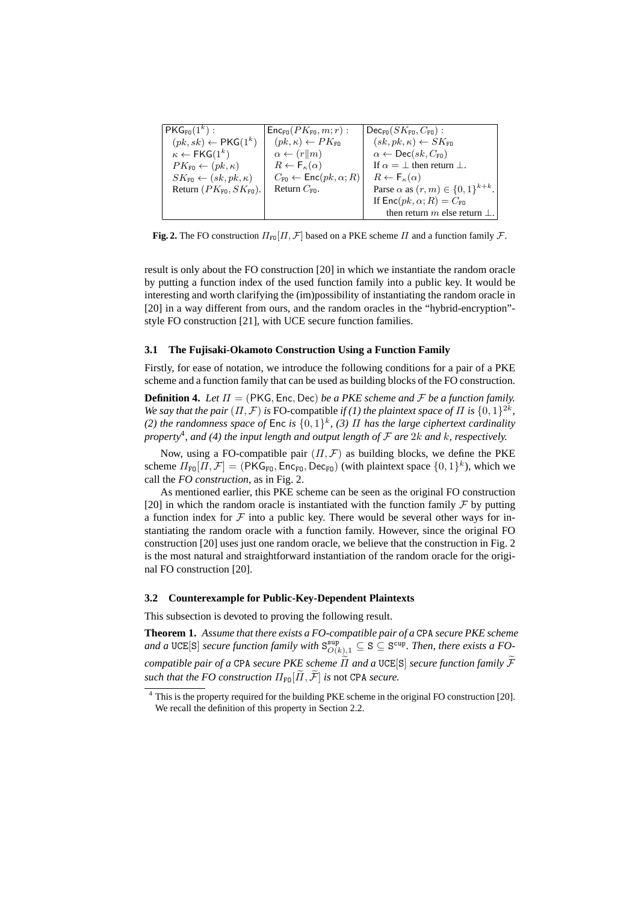| $\mathsf{PKG}_{\mathtt{FO}}(1^k)$ : | $\mathsf{Enc}_{\mathtt{FO}}(PK_{\mathtt{FO}}, m; r)$ : | $\mathsf{Dec}_{\mathtt{FO}}(SK_{\mathtt{FO}}, C_{\mathtt{FO}})$ : |
|---|---|---|
| $(pk, sk) \leftarrow \mathsf{PKG}(1^k)$ | $(pk, \kappa) \leftarrow PK_{\mathtt{FO}}$ | $(sk, pk, \kappa) \leftarrow SK_{\mathtt{FO}}$ |
| $\kappa \leftarrow \mathsf{FKG}(1^k)$ | $\alpha \leftarrow (r \| m)$ | $\alpha \leftarrow \mathsf{Dec}(sk, C_{\mathtt{FO}})$ |
| $PK_{\mathtt{FO}} \leftarrow (pk, \kappa)$ | $R \leftarrow \mathsf{F}_\kappa(\alpha)$ | If $\alpha = \perp$ then return $\perp$. |
| $SK_{\mathtt{FO}} \leftarrow (sk, pk, \kappa)$ | $C_{\mathtt{FO}} \leftarrow \mathsf{Enc}(pk, \alpha; R)$ | $R \leftarrow \mathsf{F}_\kappa(\alpha)$ |
| Return $(PK_{\mathtt{FO}}, SK_{\mathtt{FO}})$. | Return $C_{\mathtt{FO}}$. | Parse $\alpha$ as $(r, m) \in \{0,1\}^{k+k}$. |
| | | If $\mathsf{Enc}(pk, \alpha; R) = C_{\mathtt{FO}}$ |
| | | then return $m$ else return $\perp$. |

**Fig. 2.** The FO construction $\Pi_{\mathtt{FO}}[\Pi, \mathcal{F}]$ based on a PKE scheme $\Pi$ and a function family $\mathcal{F}$.

result is only about the FO construction [20] in which we instantiate the random oracle by putting a function index of the used function family into a public key. It would be interesting and worth clarifying the (im)possibility of instantiating the random oracle in [20] in a way different from ours, and the random oracles in the "hybrid-encryption"-style FO construction [21], with UCE secure function families.

### 3.1 The Fujisaki-Okamoto Construction Using a Function Family

Firstly, for ease of notation, we introduce the following conditions for a pair of a PKE scheme and a function family that can be used as building blocks of the FO construction.

**Definition 4.** *Let $\Pi = (\mathsf{PKG}, \mathsf{Enc}, \mathsf{Dec})$ be a PKE scheme and $\mathcal{F}$ be a function family. We say that the pair $(\Pi, \mathcal{F})$ is* FO-compatible *if (1) the plaintext space of $\Pi$ is $\{0,1\}^{2k}$, (2) the randomness space of* $\mathsf{Enc}$ *is $\{0,1\}^k$, (3) $\Pi$ has the large ciphertext cardinality property*[4]*, and (4) the input length and output length of $\mathcal{F}$ are $2k$ and $k$, respectively.*

Now, using a FO-compatible pair $(\Pi, \mathcal{F})$ as building blocks, we define the PKE scheme $\Pi_{\mathtt{FO}}[\Pi, \mathcal{F}] = (\mathsf{PKG}_{\mathtt{FO}}, \mathsf{Enc}_{\mathtt{FO}}, \mathsf{Dec}_{\mathtt{FO}})$ (with plaintext space $\{0,1\}^k$), which we call the *FO construction*, as in Fig. 2.

As mentioned earlier, this PKE scheme can be seen as the original FO construction [20] in which the random oracle is instantiated with the function family $\mathcal{F}$ by putting a function index for $\mathcal{F}$ into a public key. There would be several other ways for instantiating the random oracle with a function family. However, since the original FO construction [20] uses just one random oracle, we believe that the construction in Fig. 2 is the most natural and straightforward instantiation of the random oracle for the original FO construction [20].

### 3.2 Counterexample for Public-Key-Dependent Plaintexts

This subsection is devoted to proving the following result.

**Theorem 1.** *Assume that there exists a FO-compatible pair of a* $\mathtt{CPA}$ *secure PKE scheme and a* $\mathtt{UCE}[\mathtt{S}]$ *secure function family with $\mathtt{S}^{\mathtt{sup}}_{O(k),1} \subseteq \mathtt{S} \subseteq \mathtt{S}^{\mathtt{cup}}$. Then, there exists a FO-compatible pair of a* $\mathtt{CPA}$ *secure PKE scheme $\widetilde{\Pi}$ and a* $\mathtt{UCE}[\mathtt{S}]$ *secure function family $\widetilde{\mathcal{F}}$ such that the FO construction $\Pi_{\mathtt{FO}}[\widetilde{\Pi}, \widetilde{\mathcal{F}}]$ is* not $\mathtt{CPA}$ *secure.*

[4] This is the property required for the building PKE scheme in the original FO construction [20]. We recall the definition of this property in Section 2.2.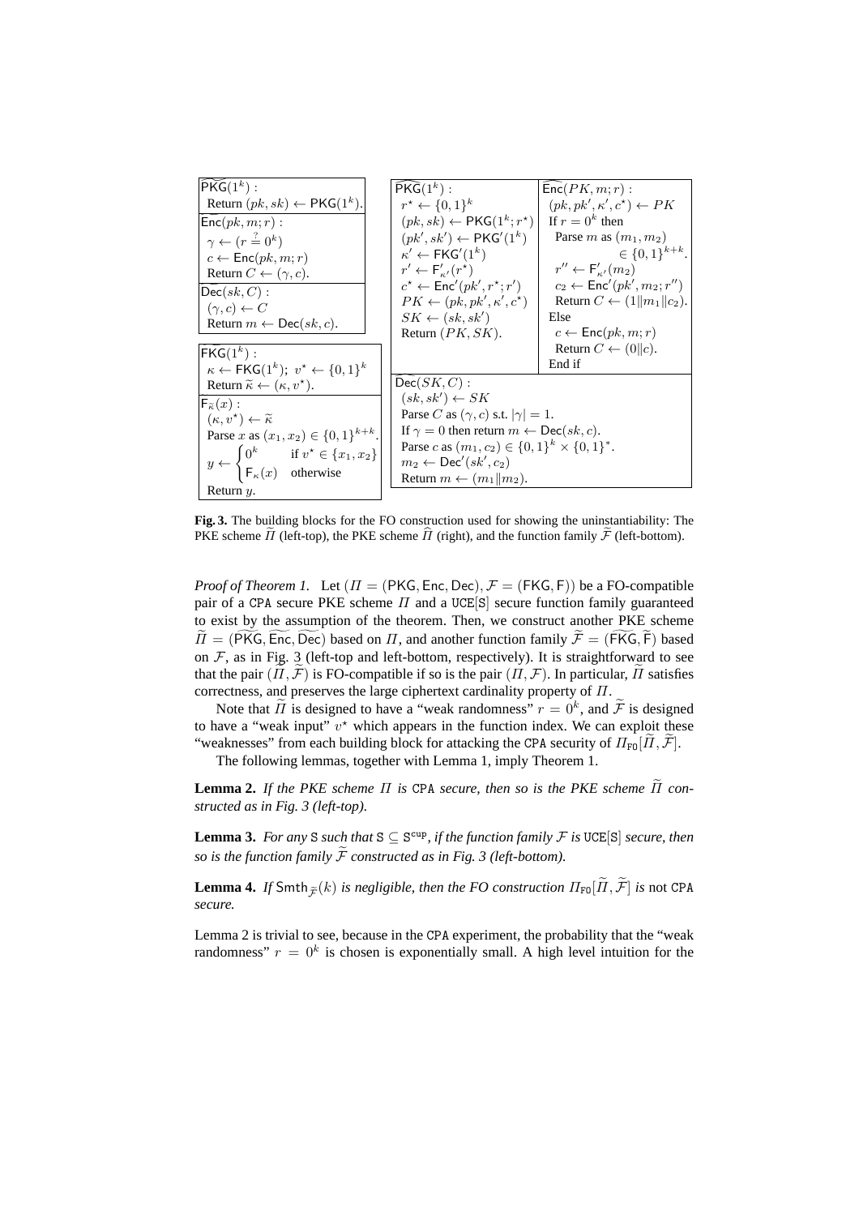| $\widetilde{\mathsf{PKG}}(1^k)$ : |
|---|
| Return $(pk, sk) \leftarrow \mathsf{PKG}(1^k)$. |
| $\widetilde{\mathsf{Enc}}(pk, m; r)$ : |
| $\gamma \leftarrow (r \stackrel{?}{=} 0^k)$ |
| $c \leftarrow \mathsf{Enc}(pk, m; r)$ |
| Return $C \leftarrow (\gamma, c)$. |
| $\widetilde{\mathsf{Dec}}(sk, C)$ : |
| $(\gamma, c) \leftarrow C$ |
| Return $m \leftarrow \mathsf{Dec}(sk, c)$. |

| $\widetilde{\mathsf{FKG}}(1^k)$ : |
|---|
| $\kappa \leftarrow \mathsf{FKG}(1^k)$; $v^\star \leftarrow \{0,1\}^k$ |
| Return $\widetilde{\kappa} \leftarrow (\kappa, v^\star)$. |
| $\mathsf{F}_{\widetilde{\kappa}}(x)$ : |
| $(\kappa, v^\star) \leftarrow \widetilde{\kappa}$ |
| Parse $x$ as $(x_1, x_2) \in \{0,1\}^{k+k}$. |
| $y \leftarrow \begin{cases} 0^k & \text{if } v^\star \in \{x_1, x_2\} \\ \mathsf{F}_\kappa(x) & \text{otherwise} \end{cases}$ |
| Return $y$. |

| $\widehat{\mathsf{PKG}}(1^k)$ : | $\widehat{\mathsf{Enc}}(PK, m; r)$ : |
|---|---|
| $r^\star \leftarrow \{0,1\}^k$ | $(pk, pk', \kappa', c^\star) \leftarrow PK$ |
| $(pk, sk) \leftarrow \mathsf{PKG}(1^k; r^\star)$ | If $r = 0^k$ then |
| $(pk', sk') \leftarrow \mathsf{PKG}'(1^k)$ | Parse $m$ as $(m_1, m_2) \in \{0,1\}^{k+k}$. |
| $\kappa' \leftarrow \mathsf{FKG}'(1^k)$ | $r'' \leftarrow \mathsf{F}'_{\kappa'}(m_2)$ |
| $r' \leftarrow \mathsf{F}'_{\kappa'}(r^\star)$ | $c_2 \leftarrow \mathsf{Enc}'(pk', m_2; r'')$ |
| $c^\star \leftarrow \mathsf{Enc}'(pk', r^\star; r')$ | Return $C \leftarrow (1 \Vert m_1 \Vert c_2)$. |
| $PK \leftarrow (pk, pk', \kappa', c^\star)$ | Else |
| $SK \leftarrow (sk, sk')$ | $c \leftarrow \mathsf{Enc}(pk, m; r)$ |
| Return $(PK, SK)$. | Return $C \leftarrow (0 \Vert c)$. |
| | End if |

| $\widehat{\mathsf{Dec}}(SK, C)$ : |
|---|
| $(sk, sk') \leftarrow SK$ |
| Parse $C$ as $(\gamma, c)$ s.t. $\lvert\gamma\rvert = 1$. |
| If $\gamma = 0$ then return $m \leftarrow \mathsf{Dec}(sk, c)$. |
| Parse $c$ as $(m_1, c_2) \in \{0,1\}^k \times \{0,1\}^*$. |
| $m_2 \leftarrow \mathsf{Dec}'(sk', c_2)$ |
| Return $m \leftarrow (m_1 \Vert m_2)$. |

**Fig. 3.** The building blocks for the FO construction used for showing the uninstantiability: The PKE scheme $\widetilde{\Pi}$ (left-top), the PKE scheme $\widehat{\Pi}$ (right), and the function family $\widetilde{\mathcal{F}}$ (left-bottom).

*Proof of Theorem 1.* Let $(\Pi = (\mathsf{PKG}, \mathsf{Enc}, \mathsf{Dec}), \mathcal{F} = (\mathsf{FKG}, \mathsf{F}))$ be a FO-compatible pair of a CPA secure PKE scheme $\Pi$ and a UCE[S] secure function family guaranteed to exist by the assumption of the theorem. Then, we construct another PKE scheme $\widetilde{\Pi} = (\widetilde{\mathsf{PKG}}, \widetilde{\mathsf{Enc}}, \widetilde{\mathsf{Dec}})$ based on $\Pi$, and another function family $\widetilde{\mathcal{F}} = (\widetilde{\mathsf{FKG}}, \widetilde{\mathsf{F}})$ based on $\mathcal{F}$, as in Fig. 3 (left-top and left-bottom, respectively). It is straightforward to see that the pair $(\widetilde{\Pi}, \widetilde{\mathcal{F}})$ is FO-compatible if so is the pair $(\Pi, \mathcal{F})$. In particular, $\widetilde{\Pi}$ satisfies correctness, and preserves the large ciphertext cardinality property of $\Pi$.

Note that $\widetilde{\Pi}$ is designed to have a "weak randomness" $r = 0^k$, and $\widetilde{\mathcal{F}}$ is designed to have a "weak input" $v^\star$ which appears in the function index. We can exploit these "weaknesses" from each building block for attacking the CPA security of $\Pi_{\mathtt{FO}}[\widetilde{\Pi}, \widetilde{\mathcal{F}}]$.

The following lemmas, together with Lemma 1, imply Theorem 1.

**Lemma 2.** *If the PKE scheme $\Pi$ is* CPA *secure, then so is the PKE scheme $\widetilde{\Pi}$ constructed as in Fig. 3 (left-top).*

**Lemma 3.** *For any* S *such that* $\mathtt{S} \subseteq \mathtt{S}^{\mathtt{cup}}$*, if the function family $\mathcal{F}$ is* UCE[S] *secure, then so is the function family $\widetilde{\mathcal{F}}$ constructed as in Fig. 3 (left-bottom).*

**Lemma 4.** *If $\mathsf{Smth}_{\widetilde{\mathcal{F}}}(k)$ is negligible, then the FO construction $\Pi_{\mathtt{FO}}[\widetilde{\Pi}, \widetilde{\mathcal{F}}]$ is* not CPA *secure.*

Lemma 2 is trivial to see, because in the CPA experiment, the probability that the "weak randomness" $r = 0^k$ is chosen is exponentially small. A high level intuition for the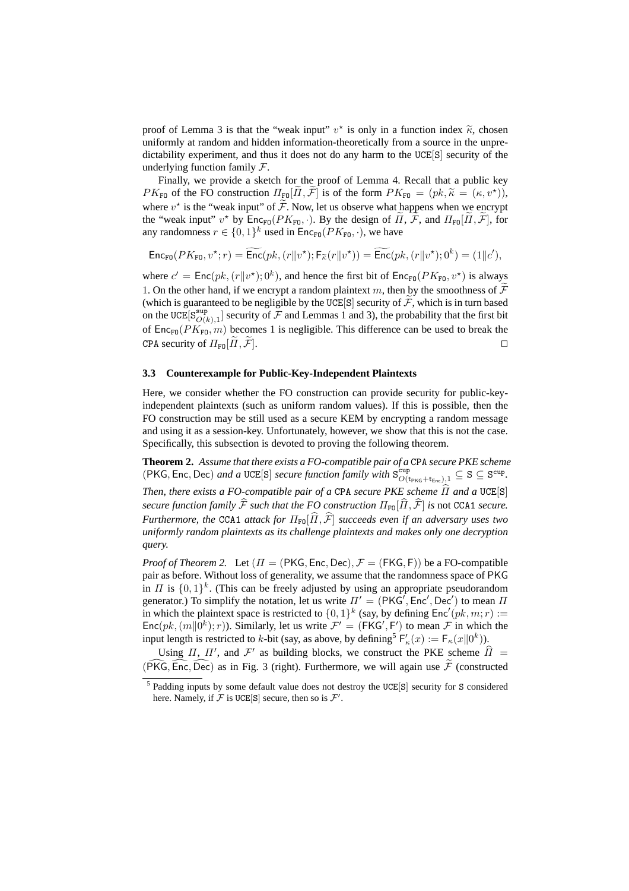proof of Lemma 3 is that the "weak input" $v^\star$ is only in a function index $\widetilde{\kappa}$, chosen uniformly at random and hidden information-theoretically from a source in the unpredictability experiment, and thus it does not do any harm to the UCE[S] security of the underlying function family $\mathcal{F}$.

Finally, we provide a sketch for the proof of Lemma 4. Recall that a public key $PK_{\mathtt{FO}}$ of the FO construction $\Pi_{\mathtt{FO}}[\widetilde{\Pi}, \widetilde{\mathcal{F}}]$ is of the form $PK_{\mathtt{FO}} = (pk, \widetilde{\kappa} = (\kappa, v^\star))$, where $v^\star$ is the "weak input" of $\widetilde{\mathcal{F}}$. Now, let us observe what happens when we encrypt the "weak input" $v^\star$ by $\mathsf{Enc}_{\mathtt{FO}}(PK_{\mathtt{FO}}, \cdot)$. By the design of $\widetilde{\Pi}$, $\widetilde{\mathcal{F}}$, and $\Pi_{\mathtt{FO}}[\widetilde{\Pi}, \widetilde{\mathcal{F}}]$, for any randomness $r \in \{0,1\}^k$ used in $\mathsf{Enc}_{\mathtt{FO}}(PK_{\mathtt{FO}}, \cdot)$, we have

$$\mathsf{Enc}_{\mathtt{FO}}(PK_{\mathtt{FO}}, v^\star; r) = \widetilde{\mathsf{Enc}}(pk, (r \| v^\star); \mathsf{F}_{\widetilde{\kappa}}(r \| v^\star)) = \widetilde{\mathsf{Enc}}(pk, (r \| v^\star); 0^k) = (1 \| c'),$$

where $c' = \mathsf{Enc}(pk, (r \| v^\star); 0^k)$, and hence the first bit of $\mathsf{Enc}_{\mathtt{FO}}(PK_{\mathtt{FO}}, v^\star)$ is always 1. On the other hand, if we encrypt a random plaintext $m$, then by the smoothness of $\widetilde{\mathcal{F}}$ (which is guaranteed to be negligible by the UCE[S] security of $\widetilde{\mathcal{F}}$, which is in turn based on the $\mathtt{UCE}[\mathtt{S}^{\mathtt{sup}}_{O(k),1}]$ security of $\mathcal{F}$ and Lemmas 1 and 3), the probability that the first bit of $\mathsf{Enc}_{\mathtt{FO}}(PK_{\mathtt{FO}}, m)$ becomes 1 is negligible. This difference can be used to break the CPA security of $\Pi_{\mathtt{FO}}[\widetilde{\Pi}, \widetilde{\mathcal{F}}]$. $\square$

### 3.3 Counterexample for Public-Key-Independent Plaintexts

Here, we consider whether the FO construction can provide security for public-key-independent plaintexts (such as uniform random values). If this is possible, then the FO construction may be still used as a secure KEM by encrypting a random message and using it as a session-key. Unfortunately, however, we show that this is not the case. Specifically, this subsection is devoted to proving the following theorem.

**Theorem 2.** *Assume that there exists a FO-compatible pair of a* CPA *secure PKE scheme* $(\mathsf{PKG}, \mathsf{Enc}, \mathsf{Dec})$ *and a* UCE[S] *secure function family with* $\mathtt{S}^{\mathtt{cup}}_{O(\mathsf{t}_{\mathsf{PKG}}+\mathsf{t}_{\mathsf{Enc}}),1} \subseteq \mathtt{S} \subseteq \mathtt{S}^{\mathtt{cup}}$. *Then, there exists a FO-compatible pair of a* CPA *secure PKE scheme* $\widehat{\Pi}$ *and a* UCE[S] *secure function family* $\widehat{\mathcal{F}}$ *such that the FO construction* $\Pi_{\mathtt{FO}}[\widehat{\Pi}, \widehat{\mathcal{F}}]$ *is* not CCA1 *secure. Furthermore, the* CCA1 *attack for* $\Pi_{\mathtt{FO}}[\widehat{\Pi}, \widehat{\mathcal{F}}]$ *succeeds even if an adversary uses two uniformly random plaintexts as its challenge plaintexts and makes only one decryption query.*

*Proof of Theorem 2.* Let $(\Pi = (\mathsf{PKG}, \mathsf{Enc}, \mathsf{Dec}), \mathcal{F} = (\mathsf{FKG}, \mathsf{F}))$ be a FO-compatible pair as before. Without loss of generality, we assume that the randomness space of PKG in $\Pi$ is $\{0,1\}^k$. (This can be freely adjusted by using an appropriate pseudorandom generator.) To simplify the notation, let us write $\Pi' = (\mathsf{PKG}', \mathsf{Enc}', \mathsf{Dec}')$ to mean $\Pi$ in which the plaintext space is restricted to $\{0,1\}^k$ (say, by defining $\mathsf{Enc}'(pk, m; r) := \mathsf{Enc}(pk, (m \| 0^k); r)$). Similarly, let us write $\mathcal{F}' = (\mathsf{FKG}', \mathsf{F}')$ to mean $\mathcal{F}$ in which the input length is restricted to $k$-bit (say, as above, by defining[5] $\mathsf{F}'_\kappa(x) := \mathsf{F}_\kappa(x \| 0^k)$).

Using $\Pi$, $\Pi'$, and $\mathcal{F}'$ as building blocks, we construct the PKE scheme $\widehat{\Pi} = (\widehat{\mathsf{PKG}}, \widehat{\mathsf{Enc}}, \widehat{\mathsf{Dec}})$ as in Fig. 3 (right). Furthermore, we will again use $\widetilde{\mathcal{F}}$ (constructed

[5] Padding inputs by some default value does not destroy the UCE[S] security for S considered here. Namely, if $\mathcal{F}$ is UCE[S] secure, then so is $\mathcal{F}'$.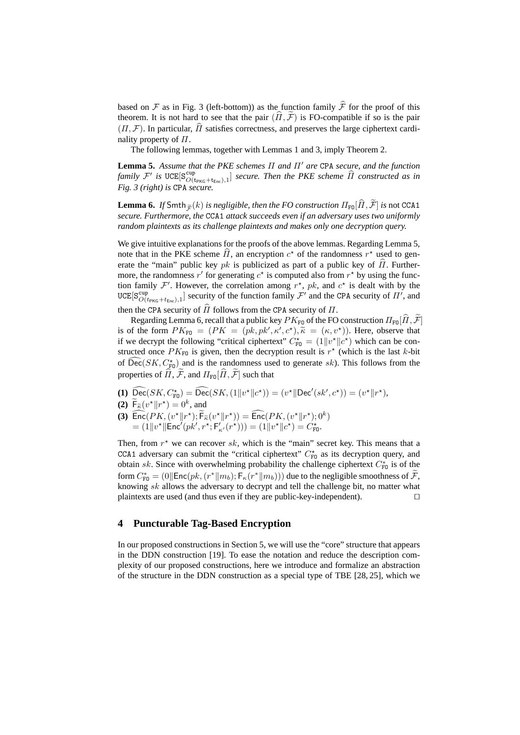based on $\mathcal{F}$ as in Fig. 3 (left-bottom)) as the function family $\widehat{\mathcal{F}}$ for the proof of this theorem. It is not hard to see that the pair $(\widehat{\Pi}, \widetilde{\mathcal{F}})$ is FO-compatible if so is the pair $(\Pi, \mathcal{F})$. In particular, $\widehat{\Pi}$ satisfies correctness, and preserves the large ciphertext cardinality property of $\Pi$.

The following lemmas, together with Lemmas 1 and 3, imply Theorem 2.

**Lemma 5.** *Assume that the PKE schemes $\Pi$ and $\Pi'$ are* CPA *secure, and the function family $\mathcal{F}'$ is* $\mathtt{UCE}[\mathsf{S}^{\mathsf{cup}}_{O(\mathsf{t}_{\mathsf{PKG}}+\mathsf{t}_{\mathsf{Enc}}),1}]$ *secure. Then the PKE scheme $\widehat{\Pi}$ constructed as in Fig. 3 (right) is* CPA *secure.*

**Lemma 6.** *If $\mathsf{Smth}_{\widetilde{\mathcal{F}}}(k)$ is negligible, then the FO construction $\Pi_{\mathtt{FO}}[\widehat{\Pi}, \widetilde{\mathcal{F}}]$ is* not CCA1 *secure. Furthermore, the* CCA1 *attack succeeds even if an adversary uses two uniformly random plaintexts as its challenge plaintexts and makes only one decryption query.*

We give intuitive explanations for the proofs of the above lemmas. Regarding Lemma 5, note that in the PKE scheme $\widehat{\Pi}$, an encryption $c^\star$ of the randomness $r^\star$ used to generate the "main" public key $pk$ is publicized as part of a public key of $\widehat{\Pi}$. Furthermore, the randomness $r'$ for generating $c^\star$ is computed also from $r^\star$ by using the function family $\mathcal{F}'$. However, the correlation among $r^\star$, $pk$, and $c^\star$ is dealt with by the $\mathtt{UCE}[\mathsf{S}^{\mathsf{cup}}_{O(t_{\mathsf{PKG}}+t_{\mathsf{Enc}}),1}]$ security of the function family $\mathcal{F}'$ and the CPA security of $\Pi'$, and then the CPA security of $\widehat{\Pi}$ follows from the CPA security of $\Pi$.

Regarding Lemma 6, recall that a public key $PK_{\mathtt{FO}}$ of the FO construction $\Pi_{\mathtt{FO}}[\widehat{\Pi}, \widetilde{\mathcal{F}}]$ is of the form $PK_{\mathtt{FO}} = (PK = (pk, pk', \kappa', c^\star), \widetilde{\kappa} = (\kappa, v^\star))$. Here, observe that if we decrypt the following "critical ciphertext" $C^\star_{\mathtt{FO}} = (1\|v^\star\|c^\star)$ which can be constructed once $PK_{\mathtt{FO}}$ is given, then the decryption result is $r^\star$ (which is the last $k$-bit of $\widehat{\mathsf{Dec}}(SK, C^\star_{\mathtt{FO}})$ and is the randomness used to generate $sk$). This follows from the properties of $\widehat{\Pi}$, $\widetilde{\mathcal{F}}$, and $\Pi_{\mathtt{FO}}[\widehat{\Pi}, \widetilde{\mathcal{F}}]$ such that

**(1)** $\widehat{\mathsf{Dec}}(SK, C^\star_{\mathtt{FO}}) = \widehat{\mathsf{Dec}}(SK, (1\|v^\star\|c^\star)) = (v^\star\|\mathsf{Dec}'(sk', c^\star)) = (v^\star\|r^\star)$,

**(2)** $\widetilde{\mathsf{F}}_{\widetilde{\kappa}}(v^\star\|r^\star) = 0^k$, and

**(3)** $\widehat{\mathsf{Enc}}(PK, (v^\star\|r^\star); \widetilde{\mathsf{F}}_{\widetilde{\kappa}}(v^\star\|r^\star)) = \widehat{\mathsf{Enc}}(PK, (v^\star\|r^\star); 0^k)$
$= (1\|v^\star\|\mathsf{Enc}'(pk', r^\star; \mathsf{F}'_{\kappa'}(r^\star))) = (1\|v^\star\|c^\star) = C^\star_{\mathtt{FO}}$.

Then, from $r^\star$ we can recover $sk$, which is the "main" secret key. This means that a CCA1 adversary can submit the "critical ciphertext" $C^\star_{\mathtt{FO}}$ as its decryption query, and obtain $sk$. Since with overwhelming probability the challenge ciphertext $C^*_{\mathtt{FO}}$ is of the form $C^*_{\mathtt{FO}} = (0\|\mathsf{Enc}(pk, (r^*\|m_b); \mathsf{F}_\kappa(r^*\|m_b)))$ due to the negligible smoothness of $\widetilde{\mathcal{F}}$, knowing $sk$ allows the adversary to decrypt and tell the challenge bit, no matter what plaintexts are used (and thus even if they are public-key-independent). $\square$

## 4 Puncturable Tag-Based Encryption

In our proposed constructions in Section 5, we will use the "core" structure that appears in the DDN construction [19]. To ease the notation and reduce the description complexity of our proposed constructions, here we introduce and formalize an abstraction of the structure in the DDN construction as a special type of TBE [28, 25], which we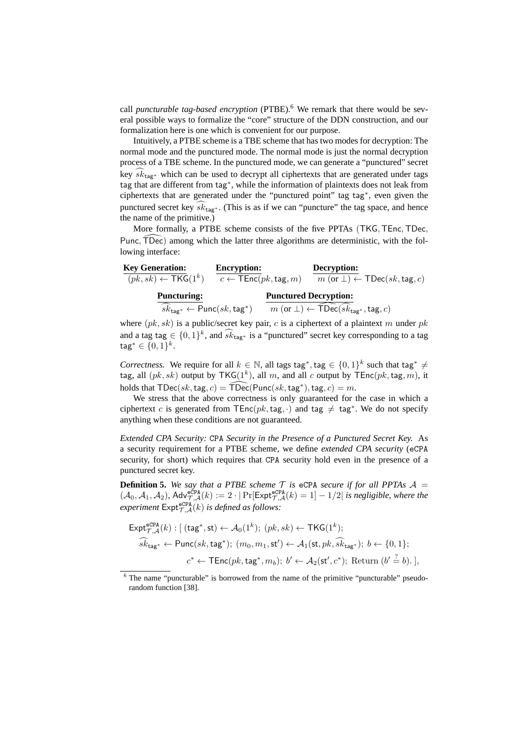call *puncturable tag-based encryption* (PTBE).[6] We remark that there would be several possible ways to formalize the "core" structure of the DDN construction, and our formalization here is one which is convenient for our purpose.

Intuitively, a PTBE scheme is a TBE scheme that has two modes for decryption: The normal mode and the punctured mode. The normal mode is just the normal decryption process of a TBE scheme. In the punctured mode, we can generate a "punctured" secret key $\widehat{sk}_{\mathsf{tag}^*}$ which can be used to decrypt all ciphertexts that are generated under tags $\mathsf{tag}$ that are different from $\mathsf{tag}^*$, while the information of plaintexts does not leak from ciphertexts that are generated under the "punctured point" tag $\mathsf{tag}^*$, even given the punctured secret key $\widehat{sk}_{\mathsf{tag}^*}$. (This is as if we can "puncture" the tag space, and hence the name of the primitive.)

More formally, a PTBE scheme consists of the five PPTAs $(\mathsf{TKG}, \mathsf{TEnc}, \mathsf{TDec}, \mathsf{Punc}, \widehat{\mathsf{TDec}})$ among which the latter three algorithms are deterministic, with the following interface:

| **Key Generation:** | **Encryption:** | **Decryption:** |
|---|---|---|
| $(pk, sk) \leftarrow \mathsf{TKG}(1^k)$ | $c \leftarrow \mathsf{TEnc}(pk, \mathsf{tag}, m)$ | $m$ (or $\perp$) $\leftarrow \mathsf{TDec}(sk, \mathsf{tag}, c)$ |

| **Puncturing:** | **Punctured Decryption:** |
|---|---|
| $\widehat{sk}_{\mathsf{tag}^*} \leftarrow \mathsf{Punc}(sk, \mathsf{tag}^*)$ | $m$ (or $\perp$) $\leftarrow \widehat{\mathsf{TDec}}(\widehat{sk}_{\mathsf{tag}^*}, \mathsf{tag}, c)$ |

where $(pk, sk)$ is a public/secret key pair, $c$ is a ciphertext of a plaintext $m$ under $pk$ and a tag $\mathsf{tag} \in \{0,1\}^k$, and $\widehat{sk}_{\mathsf{tag}^*}$ is a "punctured" secret key corresponding to a tag $\mathsf{tag}^* \in \{0,1\}^k$.

*Correctness.* We require for all $k \in \mathbb{N}$, all tags $\mathsf{tag}^*, \mathsf{tag} \in \{0,1\}^k$ such that $\mathsf{tag}^* \neq \mathsf{tag}$, all $(pk, sk)$ output by $\mathsf{TKG}(1^k)$, all $m$, and all $c$ output by $\mathsf{TEnc}(pk, \mathsf{tag}, m)$, it holds that $\mathsf{TDec}(sk, \mathsf{tag}, c) = \widehat{\mathsf{TDec}}(\mathsf{Punc}(sk, \mathsf{tag}^*), \mathsf{tag}, c) = m$.

We stress that the above correctness is only guaranteed for the case in which a ciphertext $c$ is generated from $\mathsf{TEnc}(pk, \mathsf{tag}, \cdot)$ and $\mathsf{tag} \neq \mathsf{tag}^*$. We do not specify anything when these conditions are not guaranteed.

*Extended CPA Security: CPA Security in the Presence of a Punctured Secret Key.* As a security requirement for a PTBE scheme, we define *extended CPA security* (eCPA security, for short) which requires that CPA security hold even in the presence of a punctured secret key.

**Definition 5.** *We say that a PTBE scheme $\mathcal{T}$ is* eCPA *secure if for all PPTAs $\mathcal{A} = (\mathcal{A}_0, \mathcal{A}_1, \mathcal{A}_2)$, $\mathsf{Adv}^{\mathtt{eCPA}}_{\mathcal{T},\mathcal{A}}(k) := 2 \cdot |\Pr[\mathsf{Expt}^{\mathtt{eCPA}}_{\mathcal{T},\mathcal{A}}(k) = 1] - 1/2|$ is negligible, where the experiment $\mathsf{Expt}^{\mathtt{eCPA}}_{\mathcal{T},\mathcal{A}}(k)$ is defined as follows:*

$$
\begin{aligned}
\mathsf{Expt}^{\mathtt{eCPA}}_{\mathcal{T},\mathcal{A}}(k) : [\ &(\mathsf{tag}^*, \mathsf{st}) \leftarrow \mathcal{A}_0(1^k);\ (pk, sk) \leftarrow \mathsf{TKG}(1^k);\\
&\widehat{sk}_{\mathsf{tag}^*} \leftarrow \mathsf{Punc}(sk, \mathsf{tag}^*);\ (m_0, m_1, \mathsf{st}') \leftarrow \mathcal{A}_1(\mathsf{st}, pk, \widehat{sk}_{\mathsf{tag}^*});\ b \leftarrow \{0,1\};\\
&c^* \leftarrow \mathsf{TEnc}(pk, \mathsf{tag}^*, m_b);\ b' \leftarrow \mathcal{A}_2(\mathsf{st}', c^*);\ \text{Return } (b' \stackrel{?}{=} b).\ ],
\end{aligned}
$$

[6] The name "puncturable" is borrowed from the name of the primitive "puncturable" pseudorandom function [38].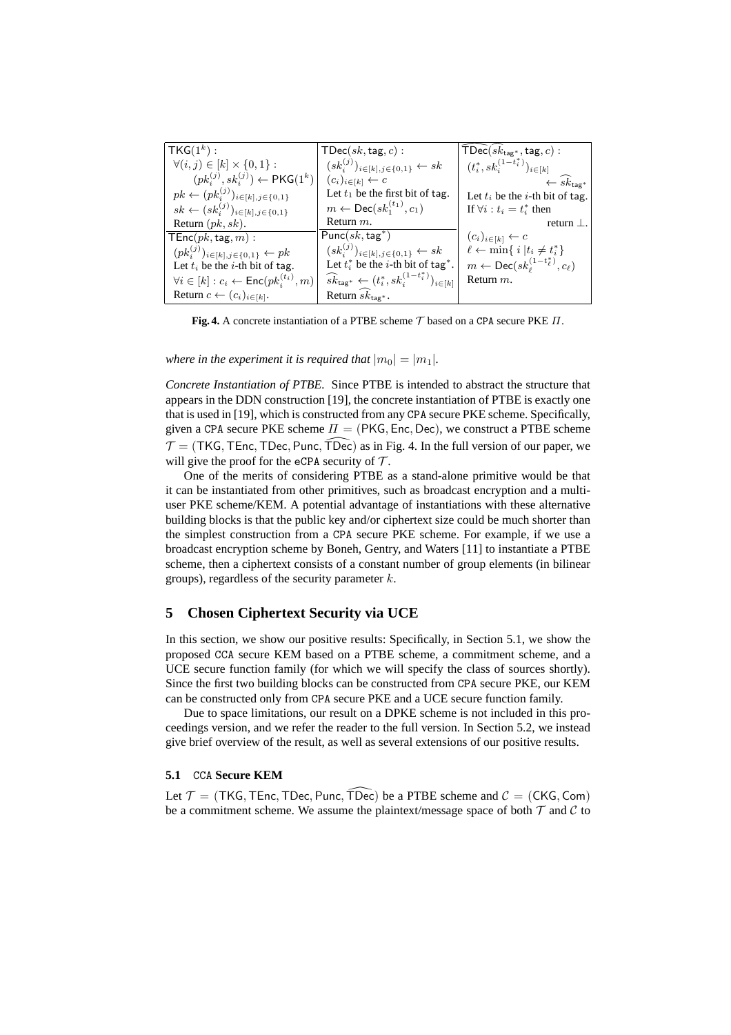| $\mathsf{TKG}(1^k)$ : | $\mathsf{TDec}(sk, \mathsf{tag}, c)$ : | $\widehat{\mathsf{TDec}}(\widehat{sk}_{\mathsf{tag}^*}, \mathsf{tag}, c)$ : |
|---|---|---|
| $\forall (i,j) \in [k] \times \{0,1\}$ : | $(sk_i^{(j)})_{i \in [k], j \in \{0,1\}} \leftarrow sk$ | $(t_i^*, sk_i^{(1-t_i^*)})_{i \in [k]}$ |
| $(pk_i^{(j)}, sk_i^{(j)}) \leftarrow \mathsf{PKG}(1^k)$ | $(c_i)_{i \in [k]} \leftarrow c$ | $\leftarrow \widehat{sk}_{\mathsf{tag}^*}$ |
| $pk \leftarrow (pk_i^{(j)})_{i \in [k], j \in \{0,1\}}$ | Let $t_1$ be the first bit of $\mathsf{tag}$. | Let $t_i$ be the $i$-th bit of $\mathsf{tag}$. |
| $sk \leftarrow (sk_i^{(j)})_{i \in [k], j \in \{0,1\}}$ | $m \leftarrow \mathsf{Dec}(sk_1^{(t_1)}, c_1)$ | If $\forall i : t_i = t_i^*$ then |
| Return $(pk, sk)$. | Return $m$. | return $\perp$. |
| $\mathsf{TEnc}(pk, \mathsf{tag}, m)$ : | $\mathsf{Punc}(sk, \mathsf{tag}^*)$ | $(c_i)_{i \in [k]} \leftarrow c$ |
| $(pk_i^{(j)})_{i \in [k], j \in \{0,1\}} \leftarrow pk$ | $(sk_i^{(j)})_{i \in [k], j \in \{0,1\}} \leftarrow sk$ | $\ell \leftarrow \min\{\, i \,\vert\, t_i \neq t_i^*\}$ |
| Let $t_i$ be the $i$-th bit of $\mathsf{tag}$. | Let $t_i^*$ be the $i$-th bit of $\mathsf{tag}^*$. | $m \leftarrow \mathsf{Dec}(sk_\ell^{(1-t_\ell^*)}, c_\ell)$ |
| $\forall i \in [k] : c_i \leftarrow \mathsf{Enc}(pk_i^{(t_i)}, m)$ | $\widehat{sk}_{\mathsf{tag}^*} \leftarrow (t_i^*, sk_i^{(1-t_i^*)})_{i \in [k]}$ | Return $m$. |
| Return $c \leftarrow (c_i)_{i \in [k]}$. | Return $\widehat{sk}_{\mathsf{tag}^*}$. | |

**Fig. 4.** A concrete instantiation of a PTBE scheme $\mathcal{T}$ based on a CPA secure PKE $\Pi$.

*where in the experiment it is required that* $|m_0| = |m_1|$.

*Concrete Instantiation of PTBE.* Since PTBE is intended to abstract the structure that appears in the DDN construction [19], the concrete instantiation of PTBE is exactly one that is used in [19], which is constructed from any CPA secure PKE scheme. Specifically, given a CPA secure PKE scheme $\Pi = (\mathsf{PKG}, \mathsf{Enc}, \mathsf{Dec})$, we construct a PTBE scheme $\mathcal{T} = (\mathsf{TKG}, \mathsf{TEnc}, \mathsf{TDec}, \mathsf{Punc}, \widehat{\mathsf{TDec}})$ as in Fig. 4. In the full version of our paper, we will give the proof for the eCPA security of $\mathcal{T}$.

One of the merits of considering PTBE as a stand-alone primitive would be that it can be instantiated from other primitives, such as broadcast encryption and a multi-user PKE scheme/KEM. A potential advantage of instantiations with these alternative building blocks is that the public key and/or ciphertext size could be much shorter than the simplest construction from a CPA secure PKE scheme. For example, if we use a broadcast encryption scheme by Boneh, Gentry, and Waters [11] to instantiate a PTBE scheme, then a ciphertext consists of a constant number of group elements (in bilinear groups), regardless of the security parameter $k$.

## 5 Chosen Ciphertext Security via UCE

In this section, we show our positive results: Specifically, in Section 5.1, we show the proposed CCA secure KEM based on a PTBE scheme, a commitment scheme, and a UCE secure function family (for which we will specify the class of sources shortly). Since the first two building blocks can be constructed from CPA secure PKE, our KEM can be constructed only from CPA secure PKE and a UCE secure function family.

Due to space limitations, our result on a DPKE scheme is not included in this proceedings version, and we refer the reader to the full version. In Section 5.2, we instead give brief overview of the result, as well as several extensions of our positive results.

### 5.1 CCA Secure KEM

Let $\mathcal{T} = (\mathsf{TKG}, \mathsf{TEnc}, \mathsf{TDec}, \mathsf{Punc}, \widehat{\mathsf{TDec}})$ be a PTBE scheme and $\mathcal{C} = (\mathsf{CKG}, \mathsf{Com})$ be a commitment scheme. We assume the plaintext/message space of both $\mathcal{T}$ and $\mathcal{C}$ to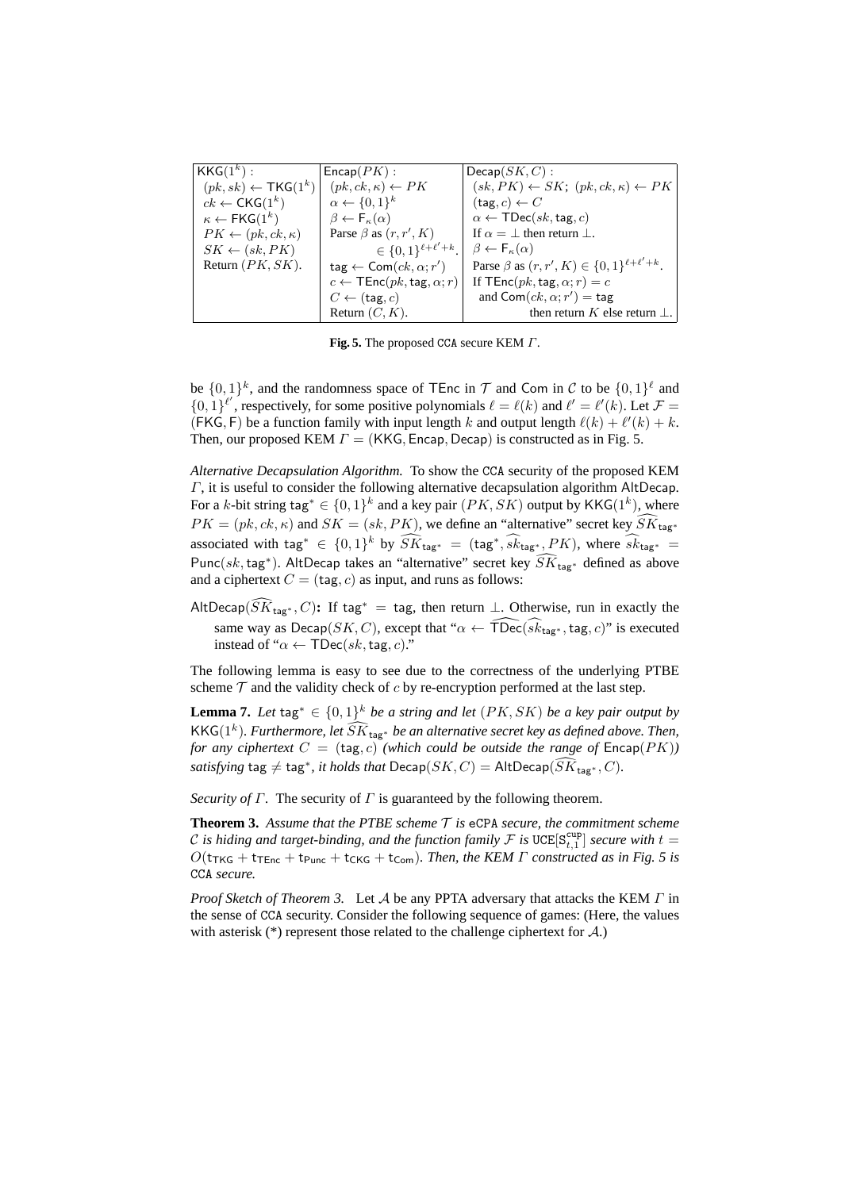| $\mathsf{KKG}(1^k)$ : | $\mathsf{Encap}(PK)$ : | $\mathsf{Decap}(SK, C)$ : |
|---|---|---|
| $(pk, sk) \leftarrow \mathsf{TKG}(1^k)$ | $(pk, ck, \kappa) \leftarrow PK$ | $(sk, PK) \leftarrow SK$; $(pk, ck, \kappa) \leftarrow PK$ |
| $ck \leftarrow \mathsf{CKG}(1^k)$ | $\alpha \leftarrow \{0,1\}^k$ | $(\mathsf{tag}, c) \leftarrow C$ |
| $\kappa \leftarrow \mathsf{FKG}(1^k)$ | $\beta \leftarrow \mathsf{F}_\kappa(\alpha)$ | $\alpha \leftarrow \mathsf{TDec}(sk, \mathsf{tag}, c)$ |
| $PK \leftarrow (pk, ck, \kappa)$ | Parse $\beta$ as $(r, r', K)$ | If $\alpha = \perp$ then return $\perp$. |
| $SK \leftarrow (sk, PK)$ | $\in \{0,1\}^{\ell + \ell' + k}$. | $\beta \leftarrow \mathsf{F}_\kappa(\alpha)$ |
| Return $(PK, SK)$. | $\mathsf{tag} \leftarrow \mathsf{Com}(ck, \alpha; r')$ | Parse $\beta$ as $(r, r', K) \in \{0,1\}^{\ell + \ell' + k}$. |
| | $c \leftarrow \mathsf{TEnc}(pk, \mathsf{tag}, \alpha; r)$ | If $\mathsf{TEnc}(pk, \mathsf{tag}, \alpha; r) = c$ |
| | $C \leftarrow (\mathsf{tag}, c)$ | and $\mathsf{Com}(ck, \alpha; r') = \mathsf{tag}$ |
| | Return $(C, K)$. | then return $K$ else return $\perp$. |

**Fig. 5.** The proposed CCA secure KEM $\Gamma$.

be $\{0,1\}^k$, and the randomness space of $\mathsf{TEnc}$ in $\mathcal{T}$ and $\mathsf{Com}$ in $\mathcal{C}$ to be $\{0,1\}^\ell$ and $\{0,1\}^{\ell'}$, respectively, for some positive polynomials $\ell = \ell(k)$ and $\ell' = \ell'(k)$. Let $\mathcal{F} = (\mathsf{FKG}, \mathsf{F})$ be a function family with input length $k$ and output length $\ell(k) + \ell'(k) + k$. Then, our proposed KEM $\Gamma = (\mathsf{KKG}, \mathsf{Encap}, \mathsf{Decap})$ is constructed as in Fig. 5.

*Alternative Decapsulation Algorithm.* To show the CCA security of the proposed KEM $\Gamma$, it is useful to consider the following alternative decapsulation algorithm $\mathsf{AltDecap}$. For a $k$-bit string $\mathsf{tag}^* \in \{0,1\}^k$ and a key pair $(PK, SK)$ output by $\mathsf{KKG}(1^k)$, where $PK = (pk, ck, \kappa)$ and $SK = (sk, PK)$, we define an "alternative" secret key $\widehat{SK}_{\mathsf{tag}^*}$ associated with $\mathsf{tag}^* \in \{0,1\}^k$ by $\widehat{SK}_{\mathsf{tag}^*} = (\mathsf{tag}^*, \widehat{sk}_{\mathsf{tag}^*}, PK)$, where $\widehat{sk}_{\mathsf{tag}^*} = \mathsf{Punc}(sk, \mathsf{tag}^*)$. $\mathsf{AltDecap}$ takes an "alternative" secret key $\widehat{SK}_{\mathsf{tag}^*}$ defined as above and a ciphertext $C = (\mathsf{tag}, c)$ as input, and runs as follows:

$\mathsf{AltDecap}(\widehat{SK}_{\mathsf{tag}^*}, C)$**:** If $\mathsf{tag}^* = \mathsf{tag}$, then return $\perp$. Otherwise, run in exactly the same way as $\mathsf{Decap}(SK, C)$, except that "$\alpha \leftarrow \widehat{\mathsf{TDec}}(\widehat{sk}_{\mathsf{tag}^*}, \mathsf{tag}, c)$" is executed instead of "$\alpha \leftarrow \mathsf{TDec}(sk, \mathsf{tag}, c)$."

The following lemma is easy to see due to the correctness of the underlying PTBE scheme $\mathcal{T}$ and the validity check of $c$ by re-encryption performed at the last step.

**Lemma 7.** *Let $\mathsf{tag}^* \in \{0,1\}^k$ be a string and let $(PK, SK)$ be a key pair output by $\mathsf{KKG}(1^k)$. Furthermore, let $\widehat{SK}_{\mathsf{tag}^*}$ be an alternative secret key as defined above. Then, for any ciphertext $C = (\mathsf{tag}, c)$ (which could be outside the range of $\mathsf{Encap}(PK)$) satisfying $\mathsf{tag} \neq \mathsf{tag}^*$, it holds that $\mathsf{Decap}(SK, C) = \mathsf{AltDecap}(\widehat{SK}_{\mathsf{tag}^*}, C)$.*

*Security of $\Gamma$.* The security of $\Gamma$ is guaranteed by the following theorem.

**Theorem 3.** *Assume that the PTBE scheme $\mathcal{T}$ is eCPA secure, the commitment scheme $\mathcal{C}$ is hiding and target-binding, and the function family $\mathcal{F}$ is $\mathtt{UCE}[\mathtt{S}^{\mathtt{cup}}_{t,1}]$ secure with $t = O(\mathsf{t}_{\mathsf{TKG}} + \mathsf{t}_{\mathsf{TEnc}} + \mathsf{t}_{\mathsf{Punc}} + \mathsf{t}_{\mathsf{CKG}} + \mathsf{t}_{\mathsf{Com}})$. Then, the KEM $\Gamma$ constructed as in Fig. 5 is CCA secure.*

*Proof Sketch of Theorem 3.* Let $\mathcal{A}$ be any PPTA adversary that attacks the KEM $\Gamma$ in the sense of CCA security. Consider the following sequence of games: (Here, the values with asterisk (*) represent those related to the challenge ciphertext for $\mathcal{A}$.)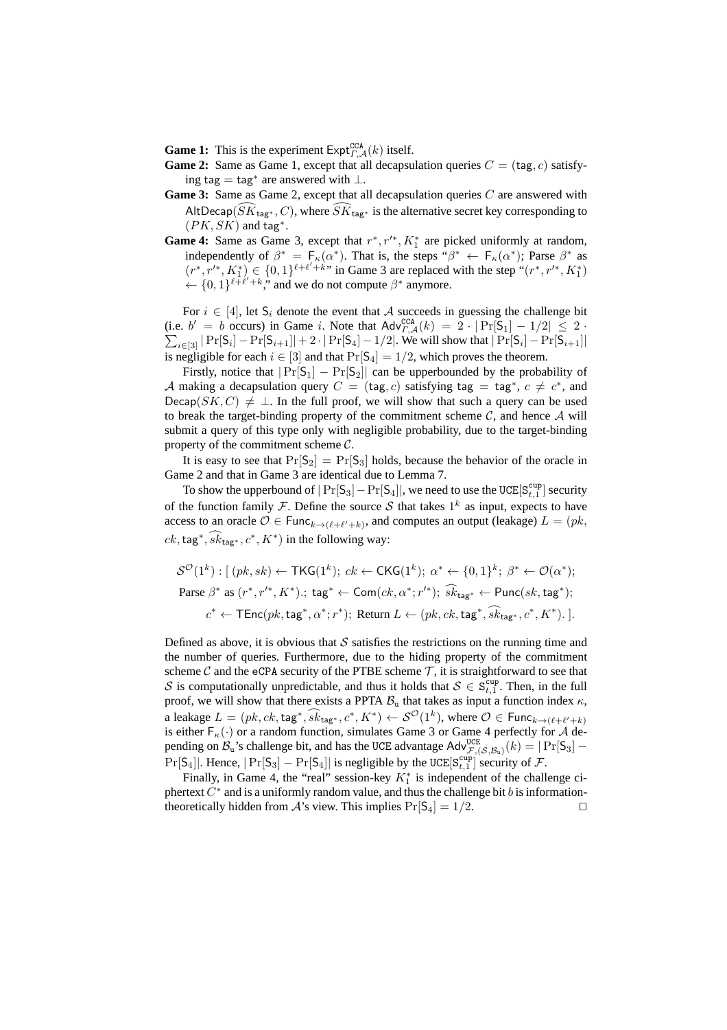**Game 1:** This is the experiment $\mathsf{Expt}^{\mathtt{CCA}}_{\Gamma,\mathcal{A}}(k)$ itself.

**Game 2:** Same as Game 1, except that all decapsulation queries $C = (\mathsf{tag}, c)$ satisfying $\mathsf{tag} = \mathsf{tag}^*$ are answered with $\bot$.

**Game 3:** Same as Game 2, except that all decapsulation queries $C$ are answered with $\mathsf{AltDecap}(\widehat{SK}_{\mathsf{tag}^*}, C)$, where $\widehat{SK}_{\mathsf{tag}^*}$ is the alternative secret key corresponding to $(PK, SK)$ and $\mathsf{tag}^*$.

**Game 4:** Same as Game 3, except that $r^*, r'^*, K_1^*$ are picked uniformly at random, independently of $\beta^* = \mathsf{F}_\kappa(\alpha^*)$. That is, the steps "$\beta^* \leftarrow \mathsf{F}_\kappa(\alpha^*)$; Parse $\beta^*$ as $(r^*, r'^*, K_1^*) \in \{0,1\}^{\ell+\ell'+k}$" in Game 3 are replaced with the step "$(r^*, r'^*, K_1^*) \leftarrow \{0,1\}^{\ell+\ell'+k}$," and we do not compute $\beta^*$ anymore.

For $i \in [4]$, let $\mathsf{S}_i$ denote the event that $\mathcal{A}$ succeeds in guessing the challenge bit (i.e. $b' = b$ occurs) in Game $i$. Note that $\mathsf{Adv}^{\mathtt{CCA}}_{\Gamma,\mathcal{A}}(k) = 2 \cdot |\Pr[\mathsf{S}_1] - 1/2| \le 2 \cdot \sum_{i \in [3]} |\Pr[\mathsf{S}_i] - \Pr[\mathsf{S}_{i+1}]| + 2 \cdot |\Pr[\mathsf{S}_4] - 1/2|$. We will show that $|\Pr[\mathsf{S}_i] - \Pr[\mathsf{S}_{i+1}]|$ is negligible for each $i \in [3]$ and that $\Pr[\mathsf{S}_4] = 1/2$, which proves the theorem.

Firstly, notice that $|\Pr[\mathsf{S}_1] - \Pr[\mathsf{S}_2]|$ can be upperbounded by the probability of $\mathcal{A}$ making a decapsulation query $C = (\mathsf{tag}, c)$ satisfying $\mathsf{tag} = \mathsf{tag}^*$, $c \neq c^*$, and $\mathsf{Decap}(SK, C) \neq \bot$. In the full proof, we will show that such a query can be used to break the target-binding property of the commitment scheme $\mathcal{C}$, and hence $\mathcal{A}$ will submit a query of this type only with negligible probability, due to the target-binding property of the commitment scheme $\mathcal{C}$.

It is easy to see that $\Pr[\mathsf{S}_2] = \Pr[\mathsf{S}_3]$ holds, because the behavior of the oracle in Game 2 and that in Game 3 are identical due to Lemma 7.

To show the upperbound of $|\Pr[\mathsf{S}_3] - \Pr[\mathsf{S}_4]|$, we need to use the $\mathtt{UCE}[\mathsf{S}^{\mathtt{cup}}_{t,1}]$ security of the function family $\mathcal{F}$. Define the source $\mathcal{S}$ that takes $1^k$ as input, expects to have access to an oracle $\mathcal{O} \in \mathsf{Func}_{k \to (\ell+\ell'+k)}$, and computes an output (leakage) $L = (pk, ck, \mathsf{tag}^*, \widehat{sk}_{\mathsf{tag}^*}, c^*, K^*)$ in the following way:

$$\mathcal{S}^{\mathcal{O}}(1^k) : [\ (pk, sk) \leftarrow \mathsf{TKG}(1^k);\ ck \leftarrow \mathsf{CKG}(1^k);\ \alpha^* \leftarrow \{0,1\}^k;\ \beta^* \leftarrow \mathcal{O}(\alpha^*);$$
$$\text{Parse } \beta^* \text{ as } (r^*, r'^*, K^*).;\ \mathsf{tag}^* \leftarrow \mathsf{Com}(ck, \alpha^*; r'^*);\ \widehat{sk}_{\mathsf{tag}^*} \leftarrow \mathsf{Punc}(sk, \mathsf{tag}^*);$$
$$c^* \leftarrow \mathsf{TEnc}(pk, \mathsf{tag}^*, \alpha^*; r^*);\ \text{Return } L \leftarrow (pk, ck, \mathsf{tag}^*, \widehat{sk}_{\mathsf{tag}^*}, c^*, K^*).\ ].$$

Defined as above, it is obvious that $\mathcal{S}$ satisfies the restrictions on the running time and the number of queries. Furthermore, due to the hiding property of the commitment scheme $\mathcal{C}$ and the $\mathtt{eCPA}$ security of the PTBE scheme $\mathcal{T}$, it is straightforward to see that $\mathcal{S}$ is computationally unpredictable, and thus it holds that $\mathcal{S} \in \mathsf{S}^{\mathtt{cup}}_{t,1}$. Then, in the full proof, we will show that there exists a PPTA $\mathcal{B}_{\mathrm{u}}$ that takes as input a function index $\kappa$, a leakage $L = (pk, ck, \mathsf{tag}^*, \widehat{sk}_{\mathsf{tag}^*}, c^*, K^*) \leftarrow \mathcal{S}^{\mathcal{O}}(1^k)$, where $\mathcal{O} \in \mathsf{Func}_{k \to (\ell+\ell'+k)}$ is either $\mathsf{F}_\kappa(\cdot)$ or a random function, simulates Game 3 or Game 4 perfectly for $\mathcal{A}$ depending on $\mathcal{B}_{\mathrm{u}}$'s challenge bit, and has the $\mathtt{UCE}$ advantage $\mathsf{Adv}^{\mathtt{UCE}}_{\mathcal{F},(\mathcal{S},\mathcal{B}_{\mathrm{u}})}(k) = |\Pr[\mathsf{S}_3] - \Pr[\mathsf{S}_4]|$. Hence, $|\Pr[\mathsf{S}_3] - \Pr[\mathsf{S}_4]|$ is negligible by the $\mathtt{UCE}[\mathsf{S}^{\mathtt{cup}}_{t,1}]$ security of $\mathcal{F}$.

Finally, in Game 4, the "real" session-key $K_1^*$ is independent of the challenge ciphertext $C^*$ and is a uniformly random value, and thus the challenge bit $b$ is information-theoretically hidden from $\mathcal{A}$'s view. This implies $\Pr[\mathsf{S}_4] = 1/2$. $\square$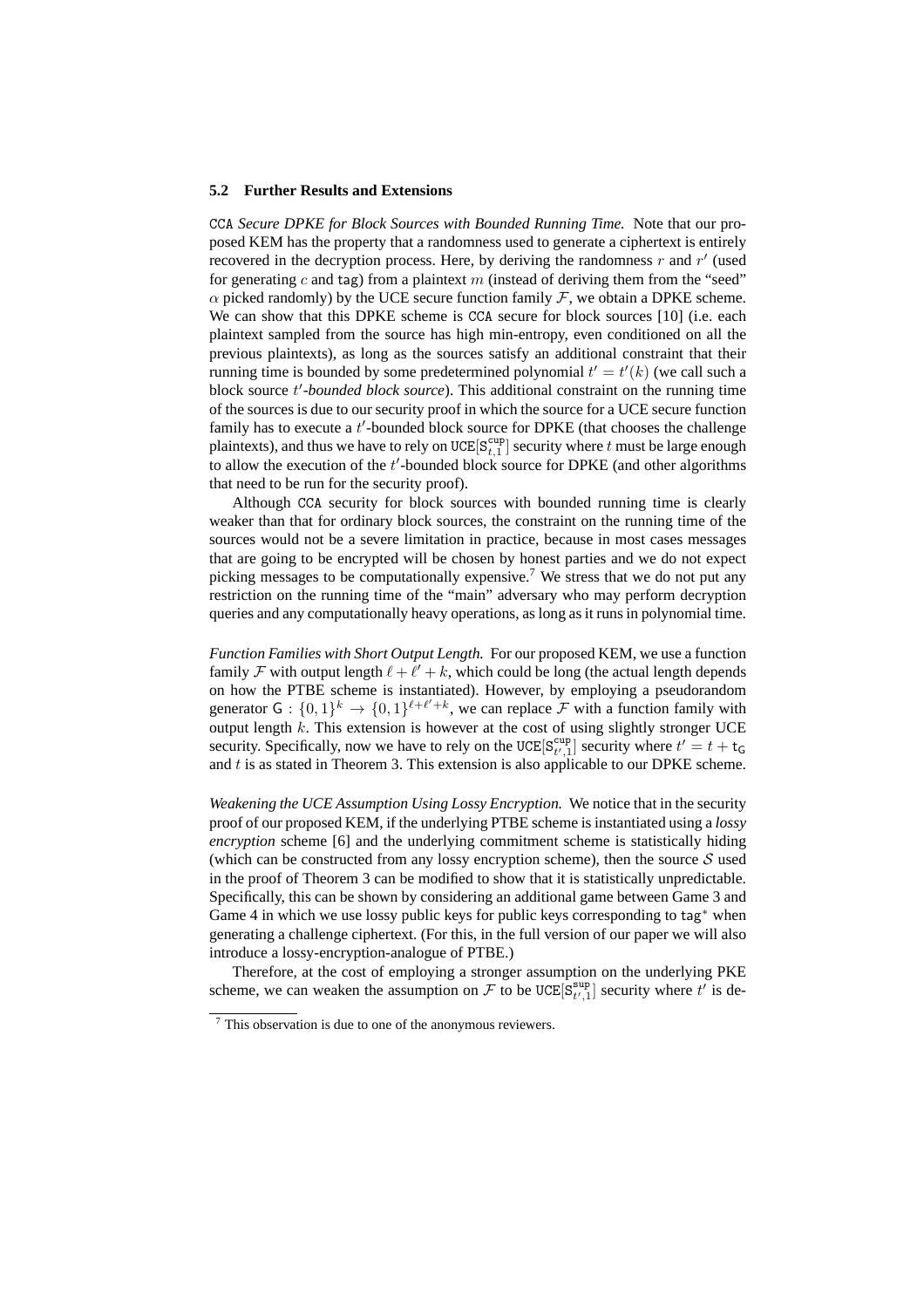### 5.2 Further Results and Extensions

*CCA Secure DPKE for Block Sources with Bounded Running Time.* Note that our proposed KEM has the property that a randomness used to generate a ciphertext is entirely recovered in the decryption process. Here, by deriving the randomness $r$ and $r'$ (used for generating $c$ and $\mathtt{tag}$) from a plaintext $m$ (instead of deriving them from the "seed" $\alpha$ picked randomly) by the UCE secure function family $\mathcal{F}$, we obtain a DPKE scheme. We can show that this DPKE scheme is CCA secure for block sources [10] (i.e. each plaintext sampled from the source has high min-entropy, even conditioned on all the previous plaintexts), as long as the sources satisfy an additional constraint that their running time is bounded by some predetermined polynomial $t' = t'(k)$ (we call such a block source *$t'$-bounded block source*). This additional constraint on the running time of the sources is due to our security proof in which the source for a UCE secure function family has to execute a $t'$-bounded block source for DPKE (that chooses the challenge plaintexts), and thus we have to rely on $\mathtt{UCE}[\mathtt{S}^{\mathtt{cup}}_{t,1}]$ security where $t$ must be large enough to allow the execution of the $t'$-bounded block source for DPKE (and other algorithms that need to be run for the security proof).

Although CCA security for block sources with bounded running time is clearly weaker than that for ordinary block sources, the constraint on the running time of the sources would not be a severe limitation in practice, because in most cases messages that are going to be encrypted will be chosen by honest parties and we do not expect picking messages to be computationally expensive.[7] We stress that we do not put any restriction on the running time of the "main" adversary who may perform decryption queries and any computationally heavy operations, as long as it runs in polynomial time.

*Function Families with Short Output Length.* For our proposed KEM, we use a function family $\mathcal{F}$ with output length $\ell + \ell' + k$, which could be long (the actual length depends on how the PTBE scheme is instantiated). However, by employing a pseudorandom generator $\mathsf{G} : \{0,1\}^k \rightarrow \{0,1\}^{\ell+\ell'+k}$, we can replace $\mathcal{F}$ with a function family with output length $k$. This extension is however at the cost of using slightly stronger UCE security. Specifically, now we have to rely on the $\mathtt{UCE}[\mathtt{S}^{\mathtt{cup}}_{t',1}]$ security where $t' = t + \mathsf{t}_\mathsf{G}$ and $t$ is as stated in Theorem 3. This extension is also applicable to our DPKE scheme.

*Weakening the UCE Assumption Using Lossy Encryption.* We notice that in the security proof of our proposed KEM, if the underlying PTBE scheme is instantiated using a *lossy encryption* scheme [6] and the underlying commitment scheme is statistically hiding (which can be constructed from any lossy encryption scheme), then the source $\mathcal{S}$ used in the proof of Theorem 3 can be modified to show that it is statistically unpredictable. Specifically, this can be shown by considering an additional game between Game 3 and Game 4 in which we use lossy public keys for public keys corresponding to $\mathtt{tag}^*$ when generating a challenge ciphertext. (For this, in the full version of our paper we will also introduce a lossy-encryption-analogue of PTBE.)

Therefore, at the cost of employing a stronger assumption on the underlying PKE scheme, we can weaken the assumption on $\mathcal{F}$ to be $\mathtt{UCE}[\mathtt{S}^{\mathtt{sup}}_{t',1}]$ security where $t'$ is de-

[7] This observation is due to one of the anonymous reviewers.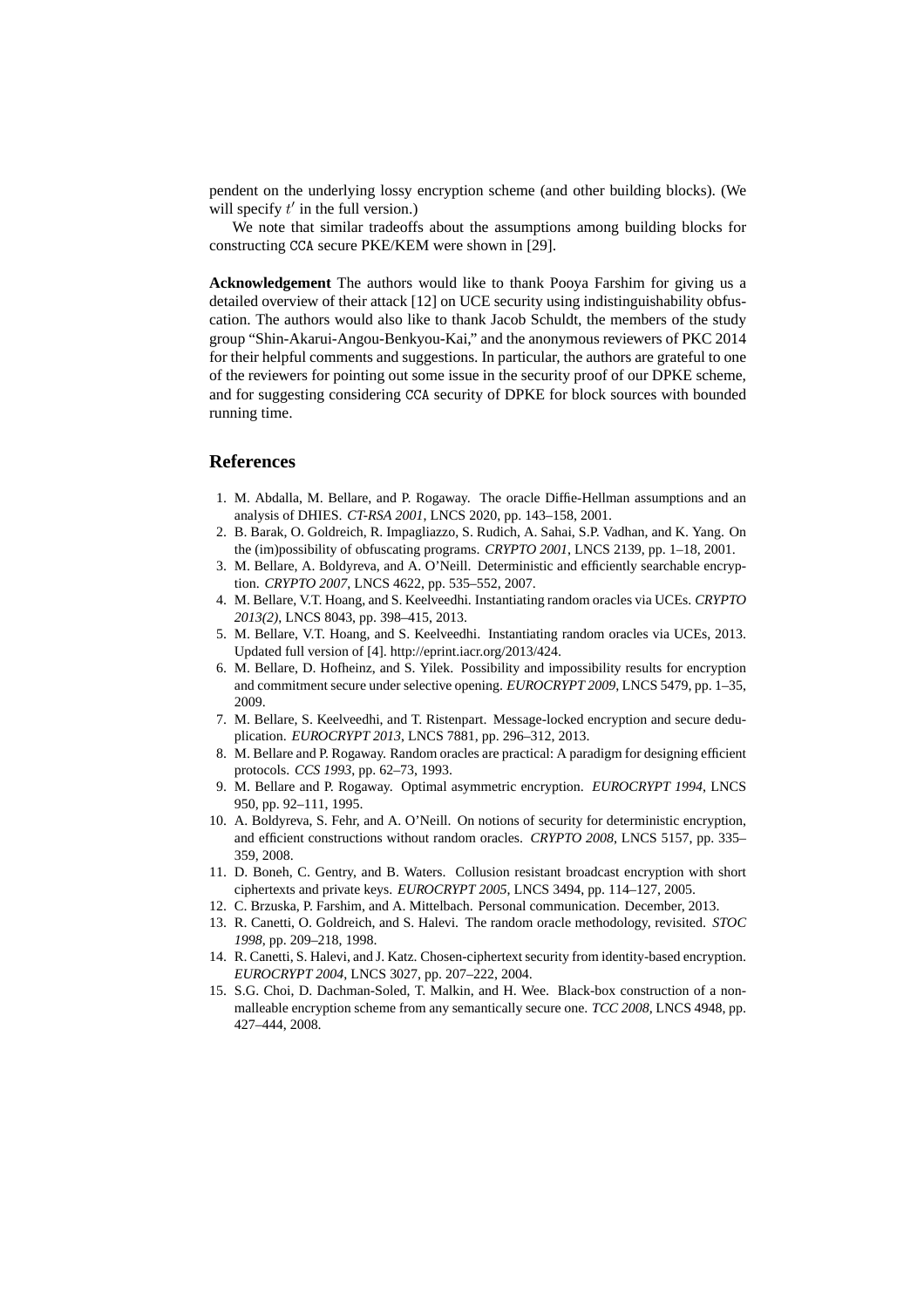pendent on the underlying lossy encryption scheme (and other building blocks). (We will specify $t'$ in the full version.)

We note that similar tradeoffs about the assumptions among building blocks for constructing CCA secure PKE/KEM were shown in [29].

**Acknowledgement** The authors would like to thank Pooya Farshim for giving us a detailed overview of their attack [12] on UCE security using indistinguishability obfuscation. The authors would also like to thank Jacob Schuldt, the members of the study group "Shin-Akarui-Angou-Benkyou-Kai," and the anonymous reviewers of PKC 2014 for their helpful comments and suggestions. In particular, the authors are grateful to one of the reviewers for pointing out some issue in the security proof of our DPKE scheme, and for suggesting considering CCA security of DPKE for block sources with bounded running time.

## References

1. M. Abdalla, M. Bellare, and P. Rogaway. The oracle Diffie-Hellman assumptions and an analysis of DHIES. *CT-RSA 2001*, LNCS 2020, pp. 143–158, 2001.
2. B. Barak, O. Goldreich, R. Impagliazzo, S. Rudich, A. Sahai, S.P. Vadhan, and K. Yang. On the (im)possibility of obfuscating programs. *CRYPTO 2001*, LNCS 2139, pp. 1–18, 2001.
3. M. Bellare, A. Boldyreva, and A. O'Neill. Deterministic and efficiently searchable encryption. *CRYPTO 2007*, LNCS 4622, pp. 535–552, 2007.
4. M. Bellare, V.T. Hoang, and S. Keelveedhi. Instantiating random oracles via UCEs. *CRYPTO 2013(2)*, LNCS 8043, pp. 398–415, 2013.
5. M. Bellare, V.T. Hoang, and S. Keelveedhi. Instantiating random oracles via UCEs, 2013. Updated full version of [4]. http://eprint.iacr.org/2013/424.
6. M. Bellare, D. Hofheinz, and S. Yilek. Possibility and impossibility results for encryption and commitment secure under selective opening. *EUROCRYPT 2009*, LNCS 5479, pp. 1–35, 2009.
7. M. Bellare, S. Keelveedhi, and T. Ristenpart. Message-locked encryption and secure deduplication. *EUROCRYPT 2013*, LNCS 7881, pp. 296–312, 2013.
8. M. Bellare and P. Rogaway. Random oracles are practical: A paradigm for designing efficient protocols. *CCS 1993*, pp. 62–73, 1993.
9. M. Bellare and P. Rogaway. Optimal asymmetric encryption. *EUROCRYPT 1994*, LNCS 950, pp. 92–111, 1995.
10. A. Boldyreva, S. Fehr, and A. O'Neill. On notions of security for deterministic encryption, and efficient constructions without random oracles. *CRYPTO 2008*, LNCS 5157, pp. 335–359, 2008.
11. D. Boneh, C. Gentry, and B. Waters. Collusion resistant broadcast encryption with short ciphertexts and private keys. *EUROCRYPT 2005*, LNCS 3494, pp. 114–127, 2005.
12. C. Brzuska, P. Farshim, and A. Mittelbach. Personal communication. December, 2013.
13. R. Canetti, O. Goldreich, and S. Halevi. The random oracle methodology, revisited. *STOC 1998*, pp. 209–218, 1998.
14. R. Canetti, S. Halevi, and J. Katz. Chosen-ciphertext security from identity-based encryption. *EUROCRYPT 2004*, LNCS 3027, pp. 207–222, 2004.
15. S.G. Choi, D. Dachman-Soled, T. Malkin, and H. Wee. Black-box construction of a non-malleable encryption scheme from any semantically secure one. *TCC 2008*, LNCS 4948, pp. 427–444, 2008.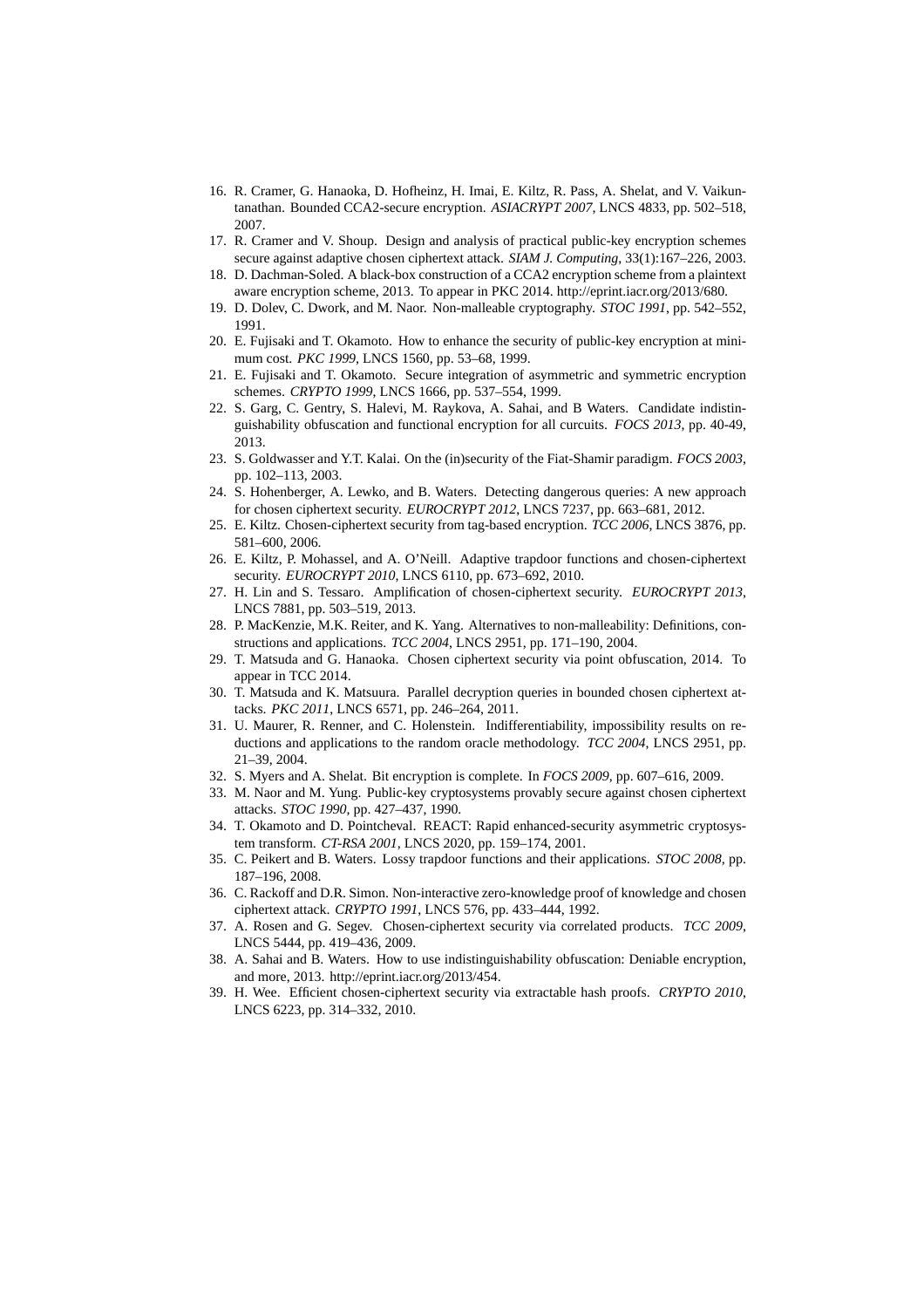16. R. Cramer, G. Hanaoka, D. Hofheinz, H. Imai, E. Kiltz, R. Pass, A. Shelat, and V. Vaikuntanathan. Bounded CCA2-secure encryption. *ASIACRYPT 2007*, LNCS 4833, pp. 502–518, 2007.
17. R. Cramer and V. Shoup. Design and analysis of practical public-key encryption schemes secure against adaptive chosen ciphertext attack. *SIAM J. Computing*, 33(1):167–226, 2003.
18. D. Dachman-Soled. A black-box construction of a CCA2 encryption scheme from a plaintext aware encryption scheme, 2013. To appear in PKC 2014. http://eprint.iacr.org/2013/680.
19. D. Dolev, C. Dwork, and M. Naor. Non-malleable cryptography. *STOC 1991*, pp. 542–552, 1991.
20. E. Fujisaki and T. Okamoto. How to enhance the security of public-key encryption at minimum cost. *PKC 1999*, LNCS 1560, pp. 53–68, 1999.
21. E. Fujisaki and T. Okamoto. Secure integration of asymmetric and symmetric encryption schemes. *CRYPTO 1999*, LNCS 1666, pp. 537–554, 1999.
22. S. Garg, C. Gentry, S. Halevi, M. Raykova, A. Sahai, and B Waters. Candidate indistinguishability obfuscation and functional encryption for all curcuits. *FOCS 2013*, pp. 40-49, 2013.
23. S. Goldwasser and Y.T. Kalai. On the (in)security of the Fiat-Shamir paradigm. *FOCS 2003*, pp. 102–113, 2003.
24. S. Hohenberger, A. Lewko, and B. Waters. Detecting dangerous queries: A new approach for chosen ciphertext security. *EUROCRYPT 2012*, LNCS 7237, pp. 663–681, 2012.
25. E. Kiltz. Chosen-ciphertext security from tag-based encryption. *TCC 2006*, LNCS 3876, pp. 581–600, 2006.
26. E. Kiltz, P. Mohassel, and A. O'Neill. Adaptive trapdoor functions and chosen-ciphertext security. *EUROCRYPT 2010*, LNCS 6110, pp. 673–692, 2010.
27. H. Lin and S. Tessaro. Amplification of chosen-ciphertext security. *EUROCRYPT 2013*, LNCS 7881, pp. 503–519, 2013.
28. P. MacKenzie, M.K. Reiter, and K. Yang. Alternatives to non-malleability: Definitions, constructions and applications. *TCC 2004*, LNCS 2951, pp. 171–190, 2004.
29. T. Matsuda and G. Hanaoka. Chosen ciphertext security via point obfuscation, 2014. To appear in TCC 2014.
30. T. Matsuda and K. Matsuura. Parallel decryption queries in bounded chosen ciphertext attacks. *PKC 2011*, LNCS 6571, pp. 246–264, 2011.
31. U. Maurer, R. Renner, and C. Holenstein. Indifferentiability, impossibility results on reductions and applications to the random oracle methodology. *TCC 2004*, LNCS 2951, pp. 21–39, 2004.
32. S. Myers and A. Shelat. Bit encryption is complete. In *FOCS 2009*, pp. 607–616, 2009.
33. M. Naor and M. Yung. Public-key cryptosystems provably secure against chosen ciphertext attacks. *STOC 1990*, pp. 427–437, 1990.
34. T. Okamoto and D. Pointcheval. REACT: Rapid enhanced-security asymmetric cryptosystem transform. *CT-RSA 2001*, LNCS 2020, pp. 159–174, 2001.
35. C. Peikert and B. Waters. Lossy trapdoor functions and their applications. *STOC 2008*, pp. 187–196, 2008.
36. C. Rackoff and D.R. Simon. Non-interactive zero-knowledge proof of knowledge and chosen ciphertext attack. *CRYPTO 1991*, LNCS 576, pp. 433–444, 1992.
37. A. Rosen and G. Segev. Chosen-ciphertext security via correlated products. *TCC 2009*, LNCS 5444, pp. 419–436, 2009.
38. A. Sahai and B. Waters. How to use indistinguishability obfuscation: Deniable encryption, and more, 2013. http://eprint.iacr.org/2013/454.
39. H. Wee. Efficient chosen-ciphertext security via extractable hash proofs. *CRYPTO 2010*, LNCS 6223, pp. 314–332, 2010.